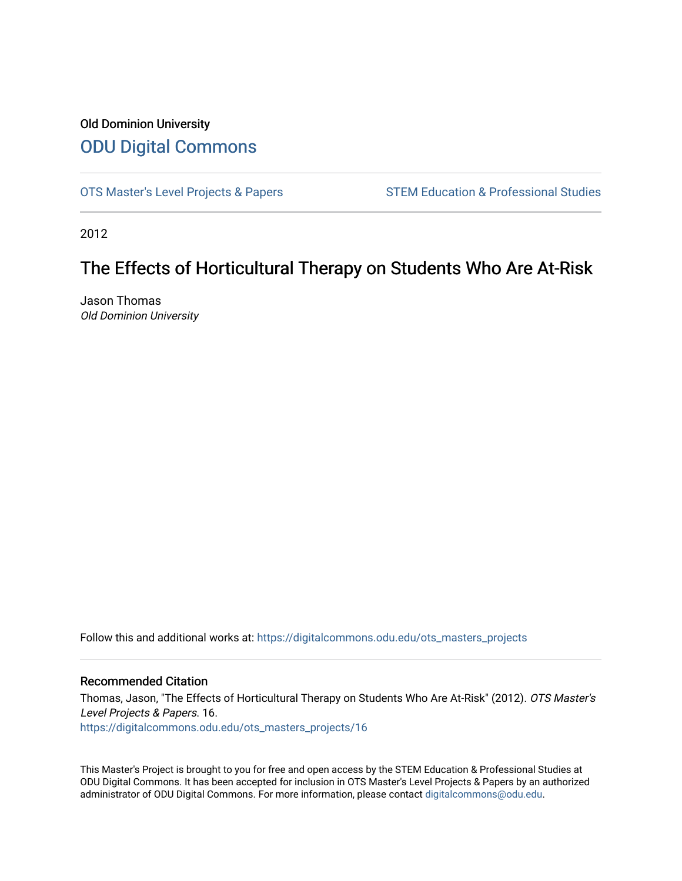Old Dominion University

# ODU Digital Commons

OTS Master's Level Projects & Papers

STEM Education & Professional Studies

2012

## The Effects of Horticultural Therapy on Students Who Are At-Risk

Jason Thomas
*Old Dominion University*

Follow this and additional works at: https://digitalcommons.odu.edu/ots_masters_projects

### Recommended Citation

Thomas, Jason, "The Effects of Horticultural Therapy on Students Who Are At-Risk" (2012). *OTS Master's Level Projects & Papers.* 16.
https://digitalcommons.odu.edu/ots_masters_projects/16

This Master's Project is brought to you for free and open access by the STEM Education & Professional Studies at ODU Digital Commons. It has been accepted for inclusion in OTS Master's Level Projects & Papers by an authorized administrator of ODU Digital Commons. For more information, please contact digitalcommons@odu.edu.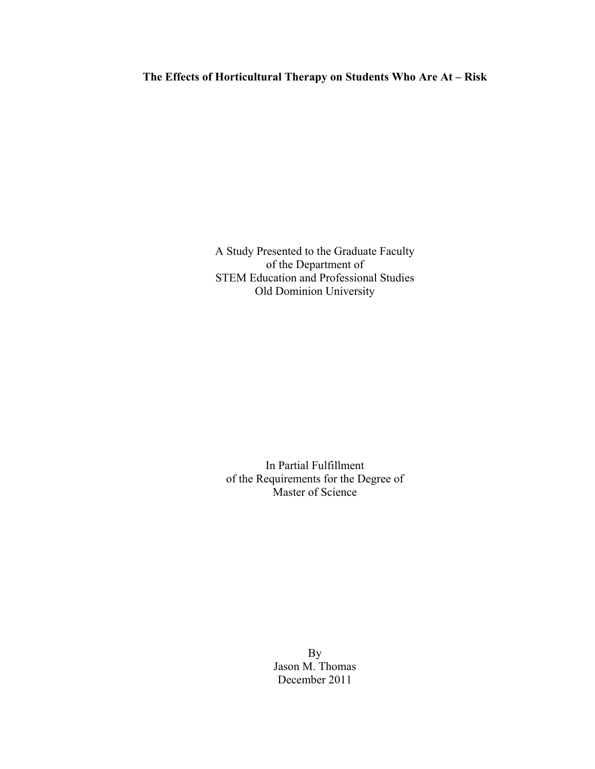# The Effects of Horticultural Therapy on Students Who Are At – Risk

A Study Presented to the Graduate Faculty
of the Department of
STEM Education and Professional Studies
Old Dominion University

In Partial Fulfillment
of the Requirements for the Degree of
Master of Science

By
Jason M. Thomas
December 2011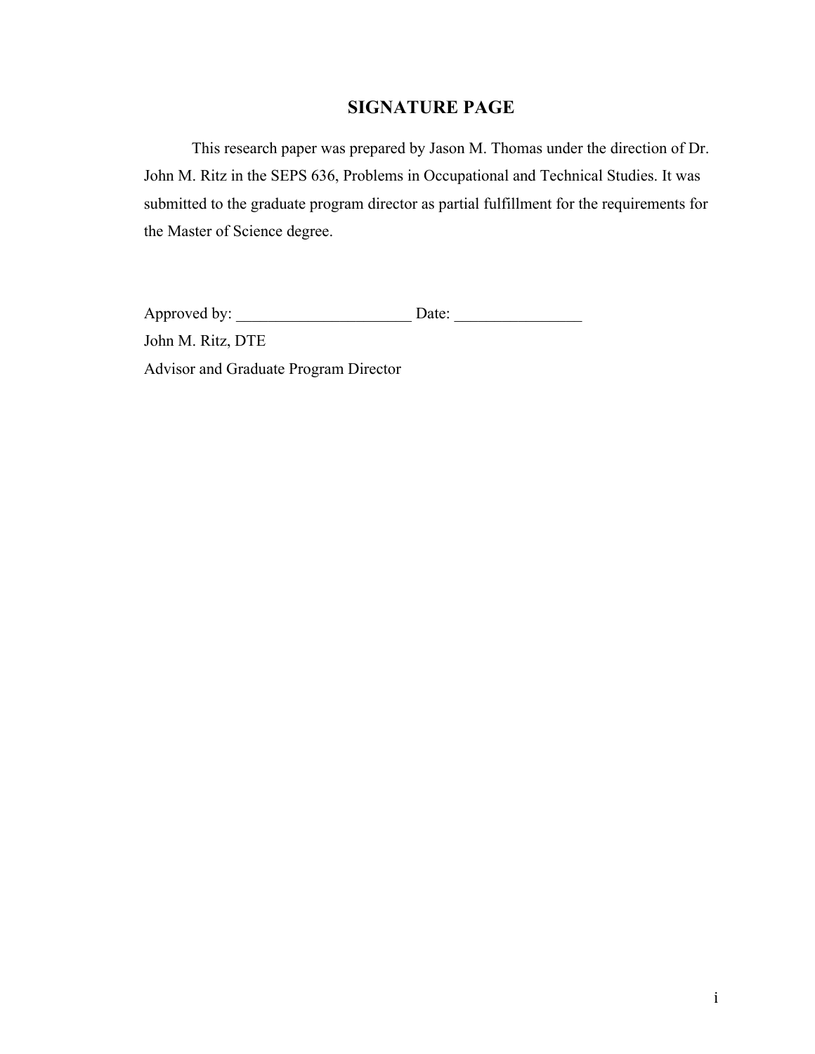# SIGNATURE PAGE

This research paper was prepared by Jason M. Thomas under the direction of Dr. John M. Ritz in the SEPS 636, Problems in Occupational and Technical Studies. It was submitted to the graduate program director as partial fulfillment for the requirements for the Master of Science degree.

Approved by: ______________________ Date: ________________

John M. Ritz, DTE

Advisor and Graduate Program Director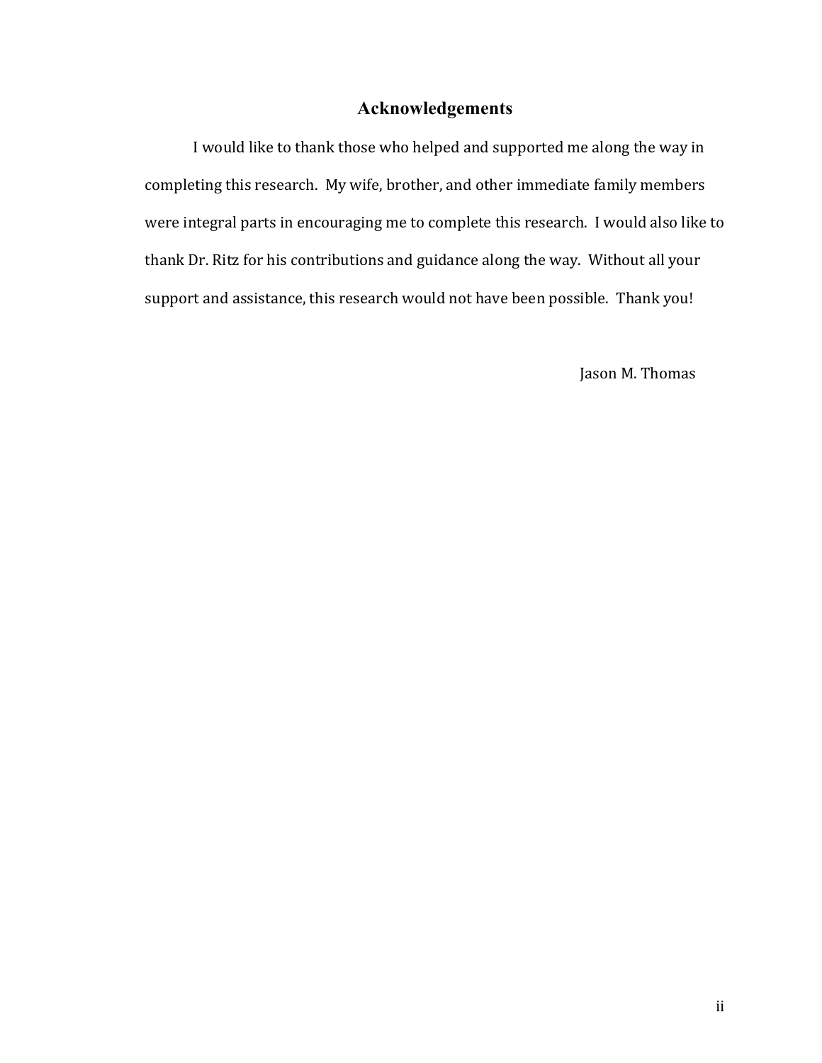# Acknowledgements

I would like to thank those who helped and supported me along the way in completing this research. My wife, brother, and other immediate family members were integral parts in encouraging me to complete this research. I would also like to thank Dr. Ritz for his contributions and guidance along the way. Without all your support and assistance, this research would not have been possible. Thank you!

Jason M. Thomas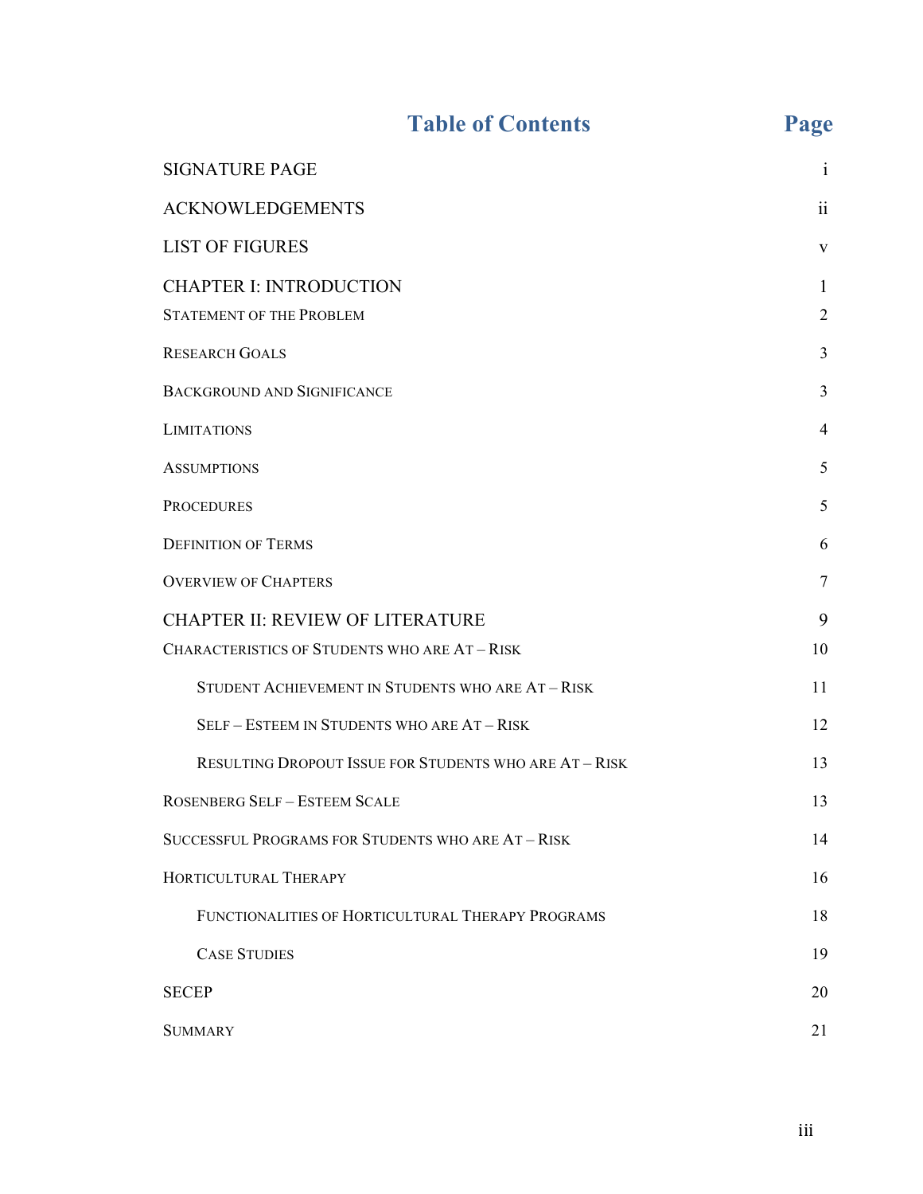# Table of Contents

| | Page |
|---|---|
| SIGNATURE PAGE | i |
| ACKNOWLEDGEMENTS | ii |
| LIST OF FIGURES | v |
| CHAPTER I: INTRODUCTION | 1 |
| Statement of the Problem | 2 |
| Research Goals | 3 |
| Background and Significance | 3 |
| Limitations | 4 |
| Assumptions | 5 |
| Procedures | 5 |
| Definition of Terms | 6 |
| Overview of Chapters | 7 |
| CHAPTER II: REVIEW OF LITERATURE | 9 |
| Characteristics of Students who are At – Risk | 10 |
| Student Achievement in Students who are At – Risk | 11 |
| Self – Esteem in Students who are At – Risk | 12 |
| Resulting Dropout Issue for Students who are At – Risk | 13 |
| Rosenberg Self – Esteem Scale | 13 |
| Successful Programs for Students who are At – Risk | 14 |
| Horticultural Therapy | 16 |
| Functionalities of Horticultural Therapy Programs | 18 |
| Case Studies | 19 |
| SECEP | 20 |
| Summary | 21 |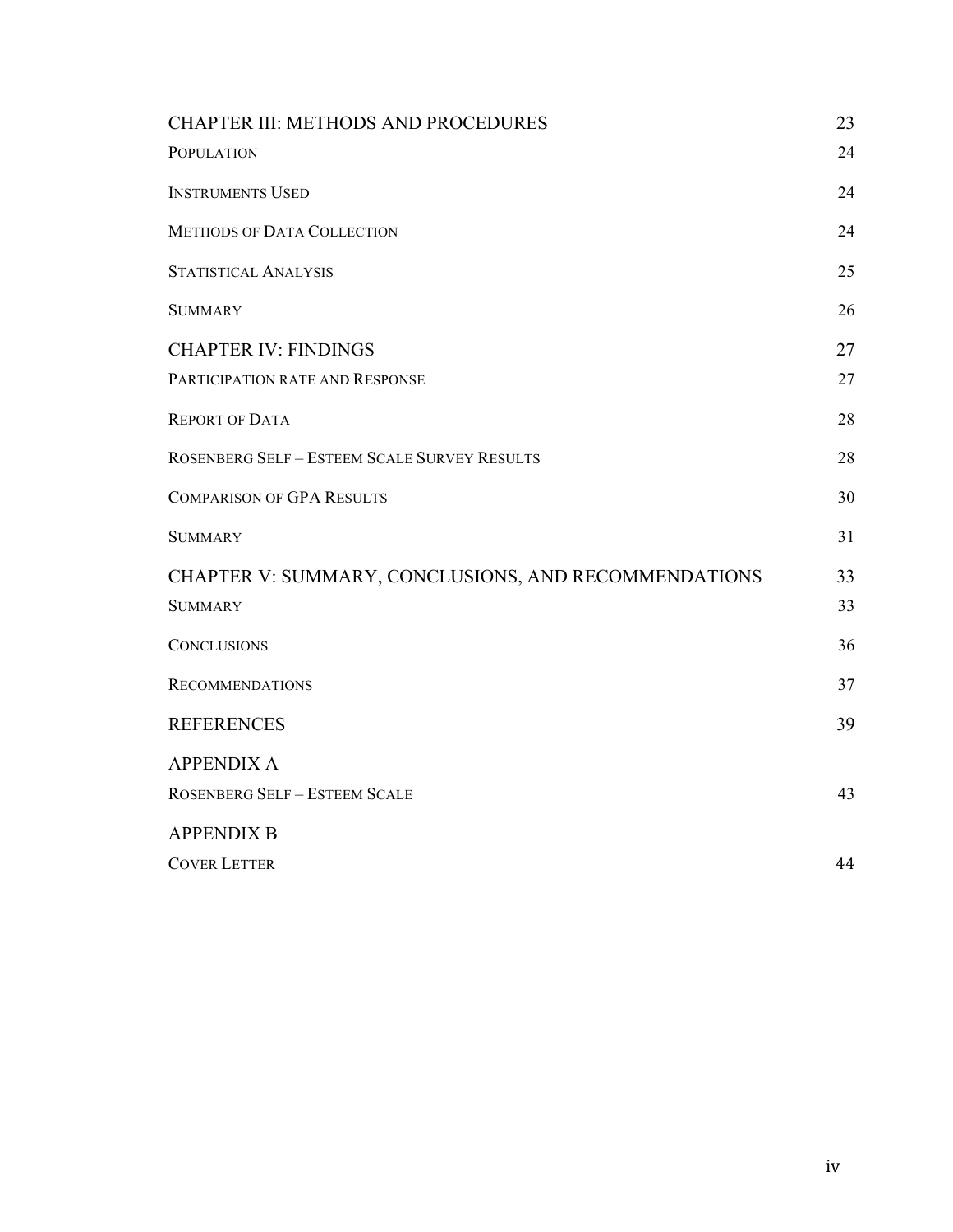CHAPTER III: METHODS AND PROCEDURES 23

POPULATION 24

INSTRUMENTS USED 24

METHODS OF DATA COLLECTION 24

STATISTICAL ANALYSIS 25

SUMMARY 26

CHAPTER IV: FINDINGS 27

PARTICIPATION RATE AND RESPONSE 27

REPORT OF DATA 28

ROSENBERG SELF – ESTEEM SCALE SURVEY RESULTS 28

COMPARISON OF GPA RESULTS 30

SUMMARY 31

CHAPTER V: SUMMARY, CONCLUSIONS, AND RECOMMENDATIONS 33

SUMMARY 33

CONCLUSIONS 36

RECOMMENDATIONS 37

REFERENCES 39

APPENDIX A

ROSENBERG SELF – ESTEEM SCALE 43

APPENDIX B

COVER LETTER 44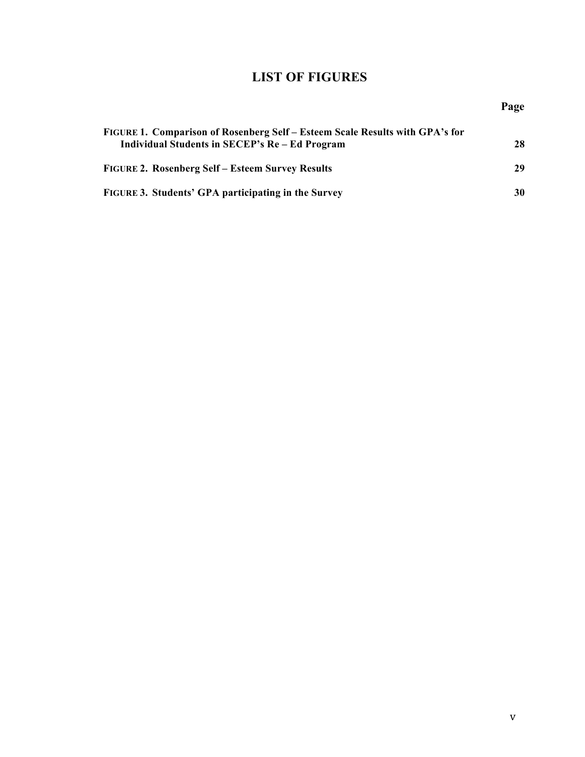# LIST OF FIGURES

| | Page |
|---|---|
| **FIGURE 1. Comparison of Rosenberg Self – Esteem Scale Results with GPA's for Individual Students in SECEP's Re – Ed Program** | **28** |
| **FIGURE 2. Rosenberg Self – Esteem Survey Results** | **29** |
| **FIGURE 3. Students' GPA participating in the Survey** | **30** |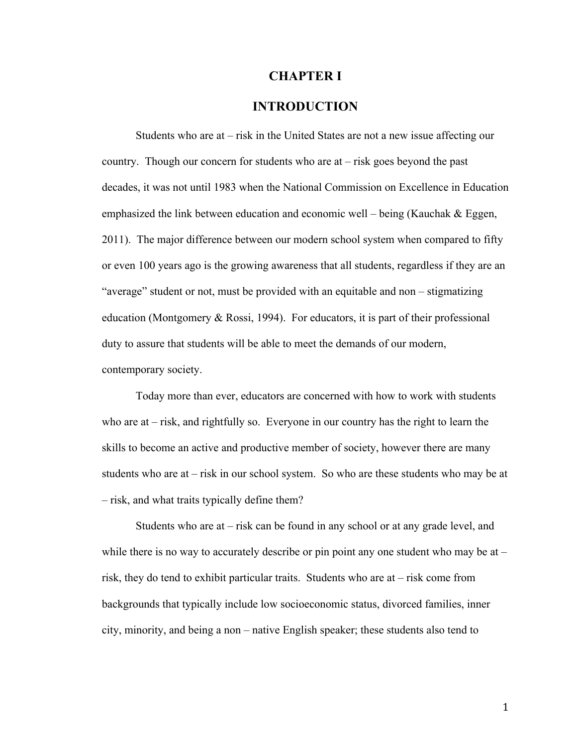# CHAPTER I

# INTRODUCTION

Students who are at – risk in the United States are not a new issue affecting our country. Though our concern for students who are at – risk goes beyond the past decades, it was not until 1983 when the National Commission on Excellence in Education emphasized the link between education and economic well – being (Kauchak & Eggen, 2011). The major difference between our modern school system when compared to fifty or even 100 years ago is the growing awareness that all students, regardless if they are an "average" student or not, must be provided with an equitable and non – stigmatizing education (Montgomery & Rossi, 1994). For educators, it is part of their professional duty to assure that students will be able to meet the demands of our modern, contemporary society.

Today more than ever, educators are concerned with how to work with students who are at – risk, and rightfully so. Everyone in our country has the right to learn the skills to become an active and productive member of society, however there are many students who are at – risk in our school system. So who are these students who may be at – risk, and what traits typically define them?

Students who are at – risk can be found in any school or at any grade level, and while there is no way to accurately describe or pin point any one student who may be at – risk, they do tend to exhibit particular traits. Students who are at – risk come from backgrounds that typically include low socioeconomic status, divorced families, inner city, minority, and being a non – native English speaker; these students also tend to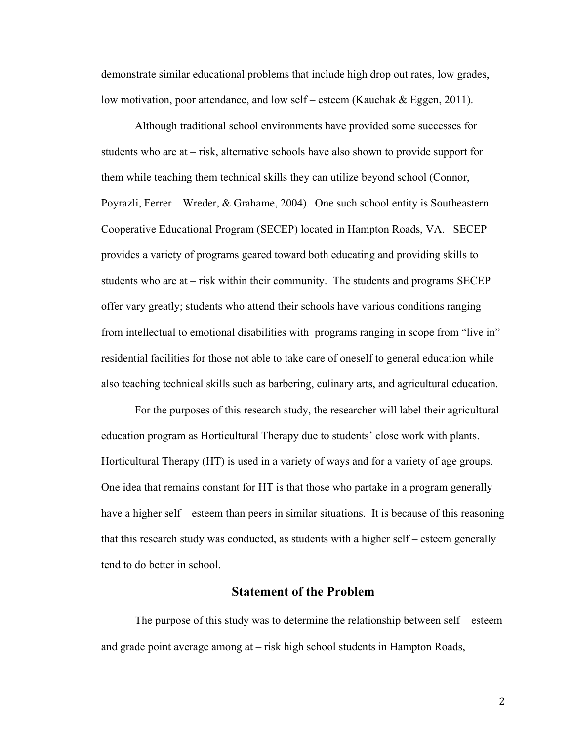demonstrate similar educational problems that include high drop out rates, low grades, low motivation, poor attendance, and low self – esteem (Kauchak & Eggen, 2011).

Although traditional school environments have provided some successes for students who are at – risk, alternative schools have also shown to provide support for them while teaching them technical skills they can utilize beyond school (Connor, Poyrazli, Ferrer – Wreder, & Grahame, 2004). One such school entity is Southeastern Cooperative Educational Program (SECEP) located in Hampton Roads, VA. SECEP provides a variety of programs geared toward both educating and providing skills to students who are at – risk within their community. The students and programs SECEP offer vary greatly; students who attend their schools have various conditions ranging from intellectual to emotional disabilities with programs ranging in scope from "live in" residential facilities for those not able to take care of oneself to general education while also teaching technical skills such as barbering, culinary arts, and agricultural education.

For the purposes of this research study, the researcher will label their agricultural education program as Horticultural Therapy due to students' close work with plants. Horticultural Therapy (HT) is used in a variety of ways and for a variety of age groups. One idea that remains constant for HT is that those who partake in a program generally have a higher self – esteem than peers in similar situations. It is because of this reasoning that this research study was conducted, as students with a higher self – esteem generally tend to do better in school.

## Statement of the Problem

The purpose of this study was to determine the relationship between self – esteem and grade point average among at – risk high school students in Hampton Roads,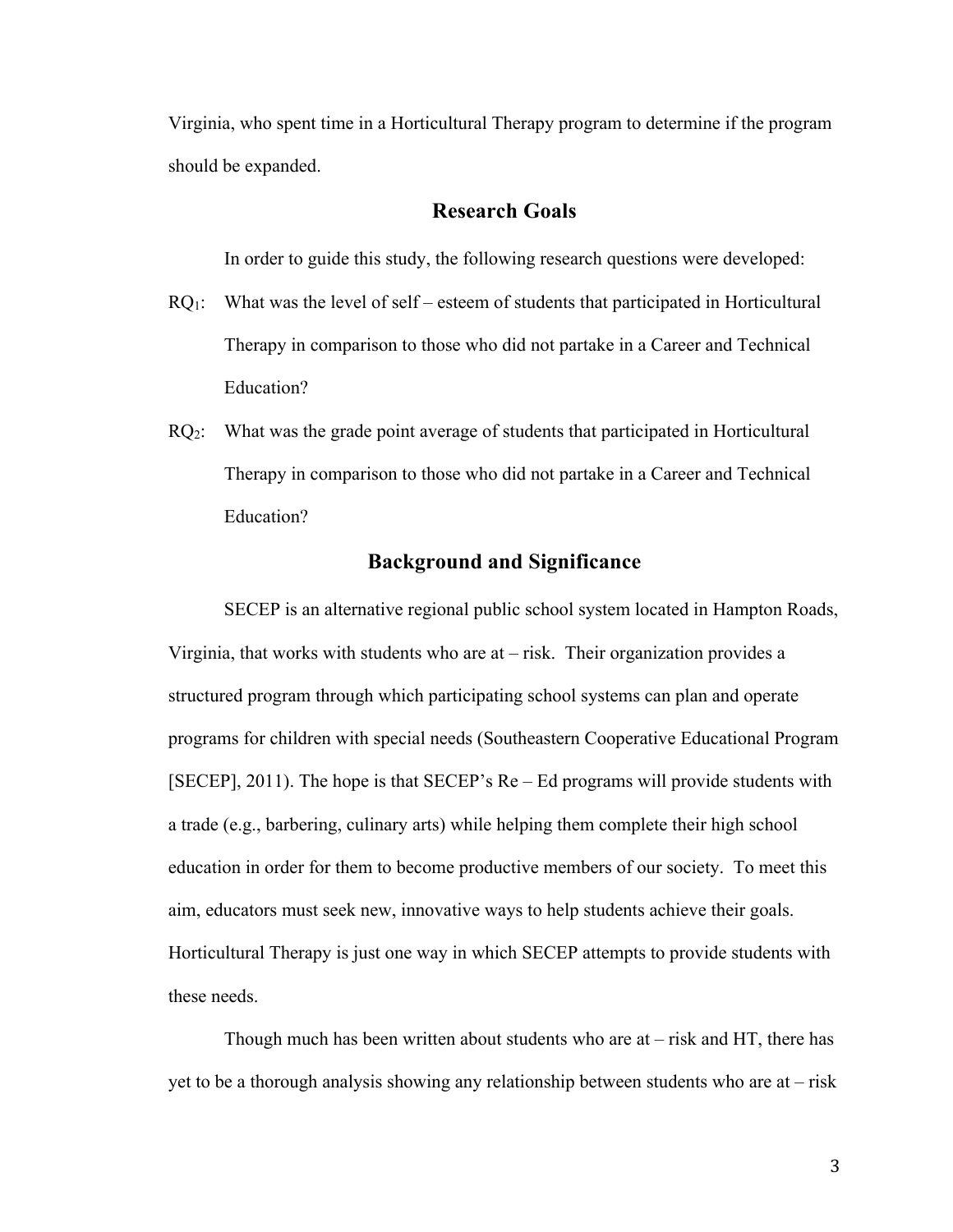Virginia, who spent time in a Horticultural Therapy program to determine if the program should be expanded.

## Research Goals

In order to guide this study, the following research questions were developed:

$RQ_1$: What was the level of self – esteem of students that participated in Horticultural Therapy in comparison to those who did not partake in a Career and Technical Education?

$RQ_2$: What was the grade point average of students that participated in Horticultural Therapy in comparison to those who did not partake in a Career and Technical Education?

## Background and Significance

SECEP is an alternative regional public school system located in Hampton Roads, Virginia, that works with students who are at – risk. Their organization provides a structured program through which participating school systems can plan and operate programs for children with special needs (Southeastern Cooperative Educational Program [SECEP], 2011). The hope is that SECEP's Re – Ed programs will provide students with a trade (e.g., barbering, culinary arts) while helping them complete their high school education in order for them to become productive members of our society. To meet this aim, educators must seek new, innovative ways to help students achieve their goals. Horticultural Therapy is just one way in which SECEP attempts to provide students with these needs.

Though much has been written about students who are at – risk and HT, there has yet to be a thorough analysis showing any relationship between students who are at – risk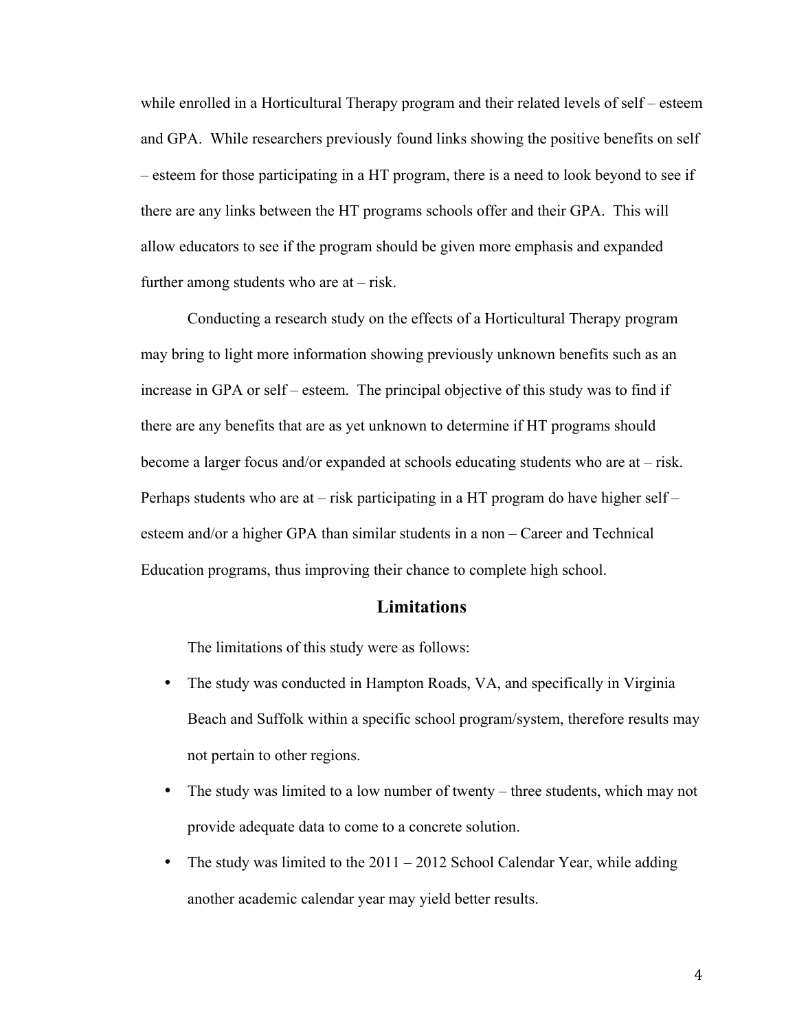while enrolled in a Horticultural Therapy program and their related levels of self – esteem and GPA. While researchers previously found links showing the positive benefits on self – esteem for those participating in a HT program, there is a need to look beyond to see if there are any links between the HT programs schools offer and their GPA. This will allow educators to see if the program should be given more emphasis and expanded further among students who are at – risk.

Conducting a research study on the effects of a Horticultural Therapy program may bring to light more information showing previously unknown benefits such as an increase in GPA or self – esteem. The principal objective of this study was to find if there are any benefits that are as yet unknown to determine if HT programs should become a larger focus and/or expanded at schools educating students who are at – risk. Perhaps students who are at – risk participating in a HT program do have higher self – esteem and/or a higher GPA than similar students in a non – Career and Technical Education programs, thus improving their chance to complete high school.

## Limitations

The limitations of this study were as follows:

- The study was conducted in Hampton Roads, VA, and specifically in Virginia Beach and Suffolk within a specific school program/system, therefore results may not pertain to other regions.
- The study was limited to a low number of twenty – three students, which may not provide adequate data to come to a concrete solution.
- The study was limited to the 2011 – 2012 School Calendar Year, while adding another academic calendar year may yield better results.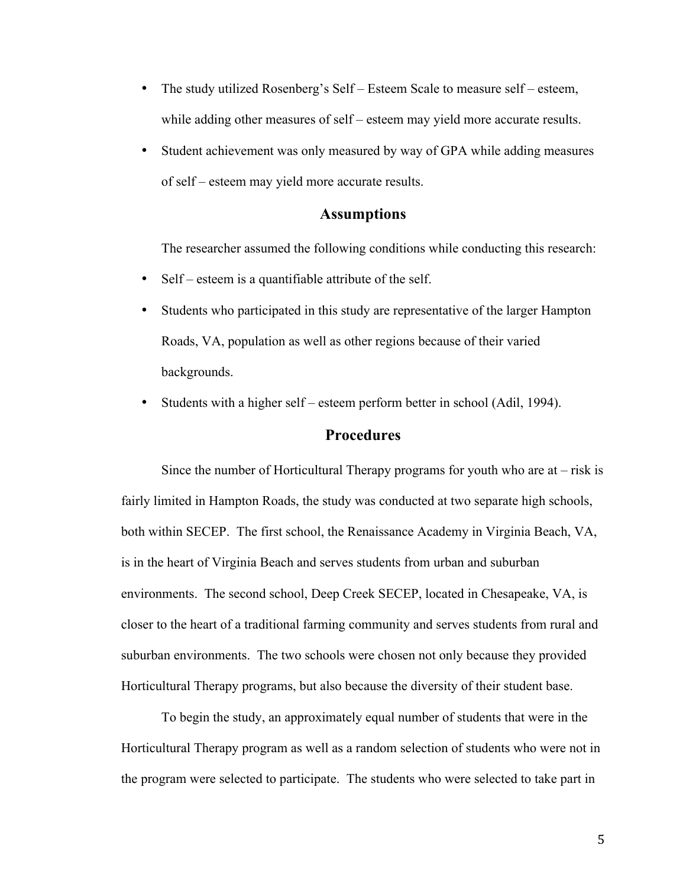- The study utilized Rosenberg's Self – Esteem Scale to measure self – esteem, while adding other measures of self – esteem may yield more accurate results.
- Student achievement was only measured by way of GPA while adding measures of self – esteem may yield more accurate results.

## Assumptions

The researcher assumed the following conditions while conducting this research:

- Self – esteem is a quantifiable attribute of the self.
- Students who participated in this study are representative of the larger Hampton Roads, VA, population as well as other regions because of their varied backgrounds.
- Students with a higher self – esteem perform better in school (Adil, 1994).

## Procedures

Since the number of Horticultural Therapy programs for youth who are at – risk is fairly limited in Hampton Roads, the study was conducted at two separate high schools, both within SECEP. The first school, the Renaissance Academy in Virginia Beach, VA, is in the heart of Virginia Beach and serves students from urban and suburban environments. The second school, Deep Creek SECEP, located in Chesapeake, VA, is closer to the heart of a traditional farming community and serves students from rural and suburban environments. The two schools were chosen not only because they provided Horticultural Therapy programs, but also because the diversity of their student base.

To begin the study, an approximately equal number of students that were in the Horticultural Therapy program as well as a random selection of students who were not in the program were selected to participate. The students who were selected to take part in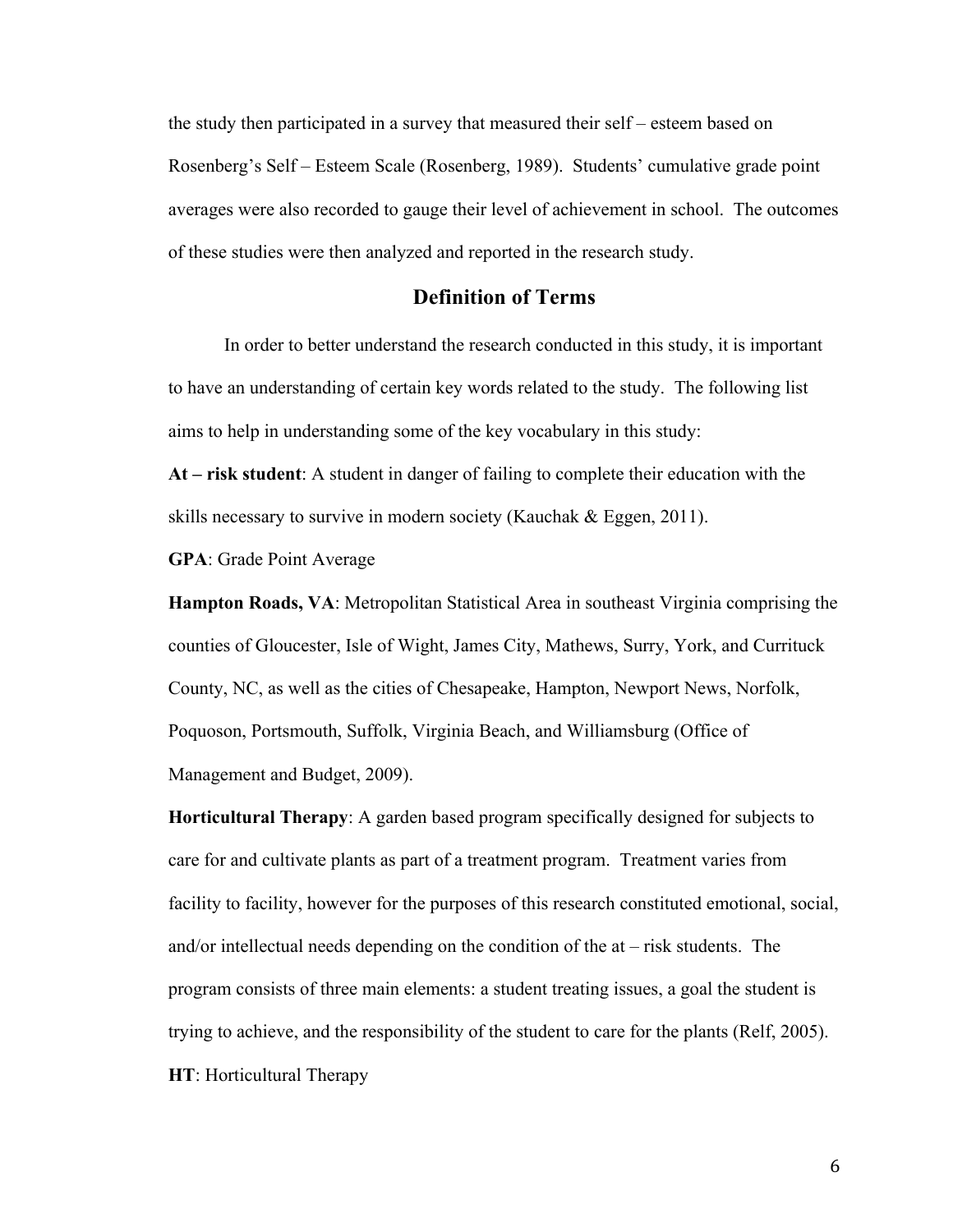the study then participated in a survey that measured their self – esteem based on Rosenberg's Self – Esteem Scale (Rosenberg, 1989). Students' cumulative grade point averages were also recorded to gauge their level of achievement in school. The outcomes of these studies were then analyzed and reported in the research study.

## Definition of Terms

In order to better understand the research conducted in this study, it is important to have an understanding of certain key words related to the study. The following list aims to help in understanding some of the key vocabulary in this study:

**At – risk student**: A student in danger of failing to complete their education with the skills necessary to survive in modern society (Kauchak & Eggen, 2011).

**GPA**: Grade Point Average

**Hampton Roads, VA**: Metropolitan Statistical Area in southeast Virginia comprising the counties of Gloucester, Isle of Wight, James City, Mathews, Surry, York, and Currituck County, NC, as well as the cities of Chesapeake, Hampton, Newport News, Norfolk, Poquoson, Portsmouth, Suffolk, Virginia Beach, and Williamsburg (Office of Management and Budget, 2009).

**Horticultural Therapy**: A garden based program specifically designed for subjects to care for and cultivate plants as part of a treatment program. Treatment varies from facility to facility, however for the purposes of this research constituted emotional, social, and/or intellectual needs depending on the condition of the at – risk students. The program consists of three main elements: a student treating issues, a goal the student is trying to achieve, and the responsibility of the student to care for the plants (Relf, 2005).

**HT**: Horticultural Therapy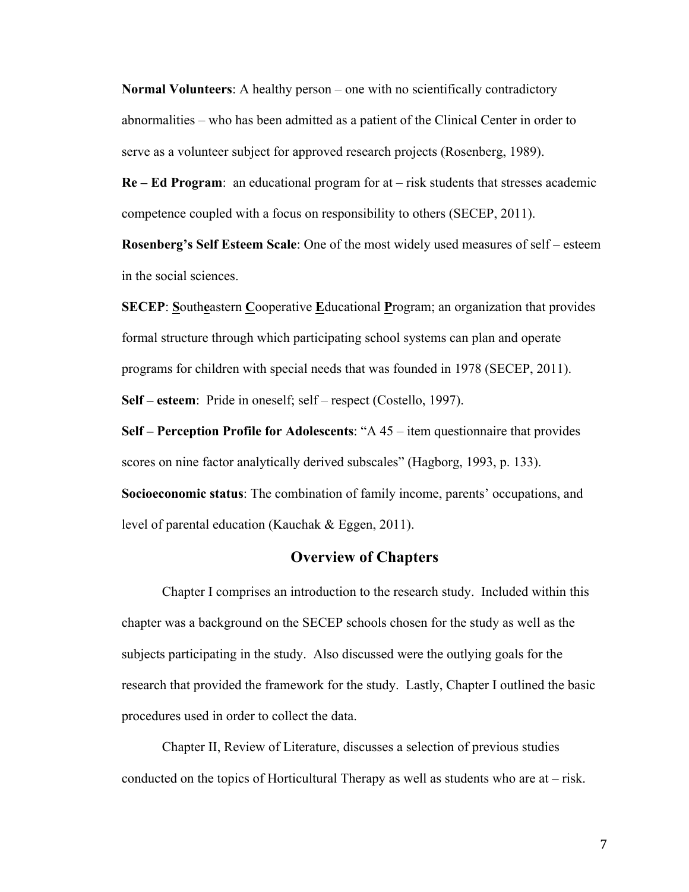**Normal Volunteers**: A healthy person – one with no scientifically contradictory abnormalities – who has been admitted as a patient of the Clinical Center in order to serve as a volunteer subject for approved research projects (Rosenberg, 1989).

**Re – Ed Program**: an educational program for at – risk students that stresses academic competence coupled with a focus on responsibility to others (SECEP, 2011).

**Rosenberg's Self Esteem Scale**: One of the most widely used measures of self – esteem in the social sciences.

**SECEP**: **<u>S</u>**outh**<u>e</u>**astern **<u>C</u>**ooperative **<u>E</u>**ducational **<u>P</u>**rogram; an organization that provides formal structure through which participating school systems can plan and operate programs for children with special needs that was founded in 1978 (SECEP, 2011).

**Self – esteem**: Pride in oneself; self – respect (Costello, 1997).

**Self – Perception Profile for Adolescents**: "A 45 – item questionnaire that provides scores on nine factor analytically derived subscales" (Hagborg, 1993, p. 133).

**Socioeconomic status**: The combination of family income, parents' occupations, and level of parental education (Kauchak & Eggen, 2011).

## Overview of Chapters

Chapter I comprises an introduction to the research study. Included within this chapter was a background on the SECEP schools chosen for the study as well as the subjects participating in the study. Also discussed were the outlying goals for the research that provided the framework for the study. Lastly, Chapter I outlined the basic procedures used in order to collect the data.

Chapter II, Review of Literature, discusses a selection of previous studies conducted on the topics of Horticultural Therapy as well as students who are at – risk.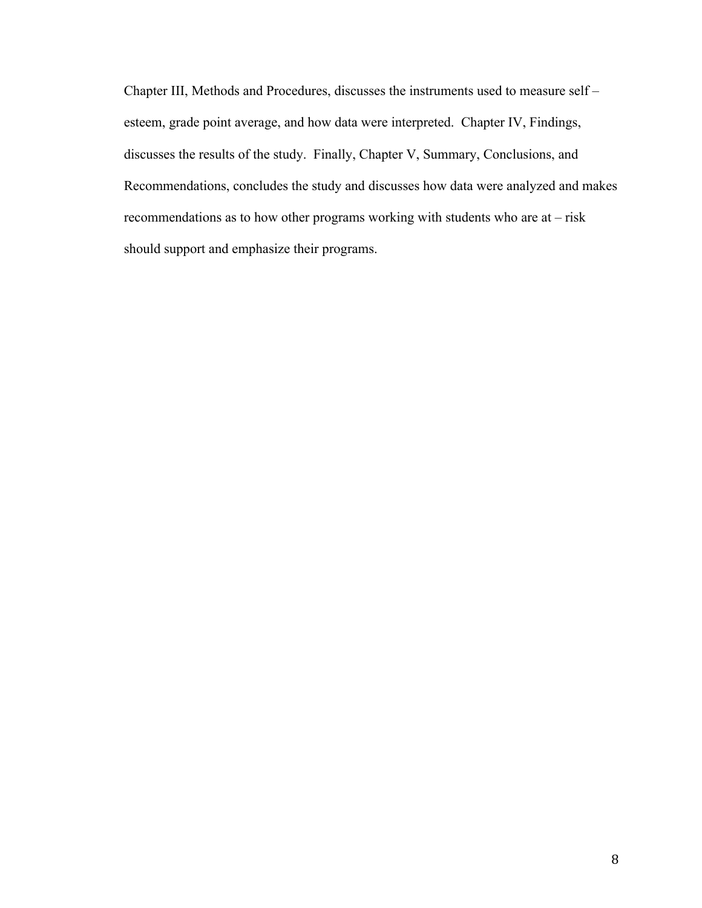Chapter III, Methods and Procedures, discusses the instruments used to measure self – esteem, grade point average, and how data were interpreted. Chapter IV, Findings, discusses the results of the study. Finally, Chapter V, Summary, Conclusions, and Recommendations, concludes the study and discusses how data were analyzed and makes recommendations as to how other programs working with students who are at – risk should support and emphasize their programs.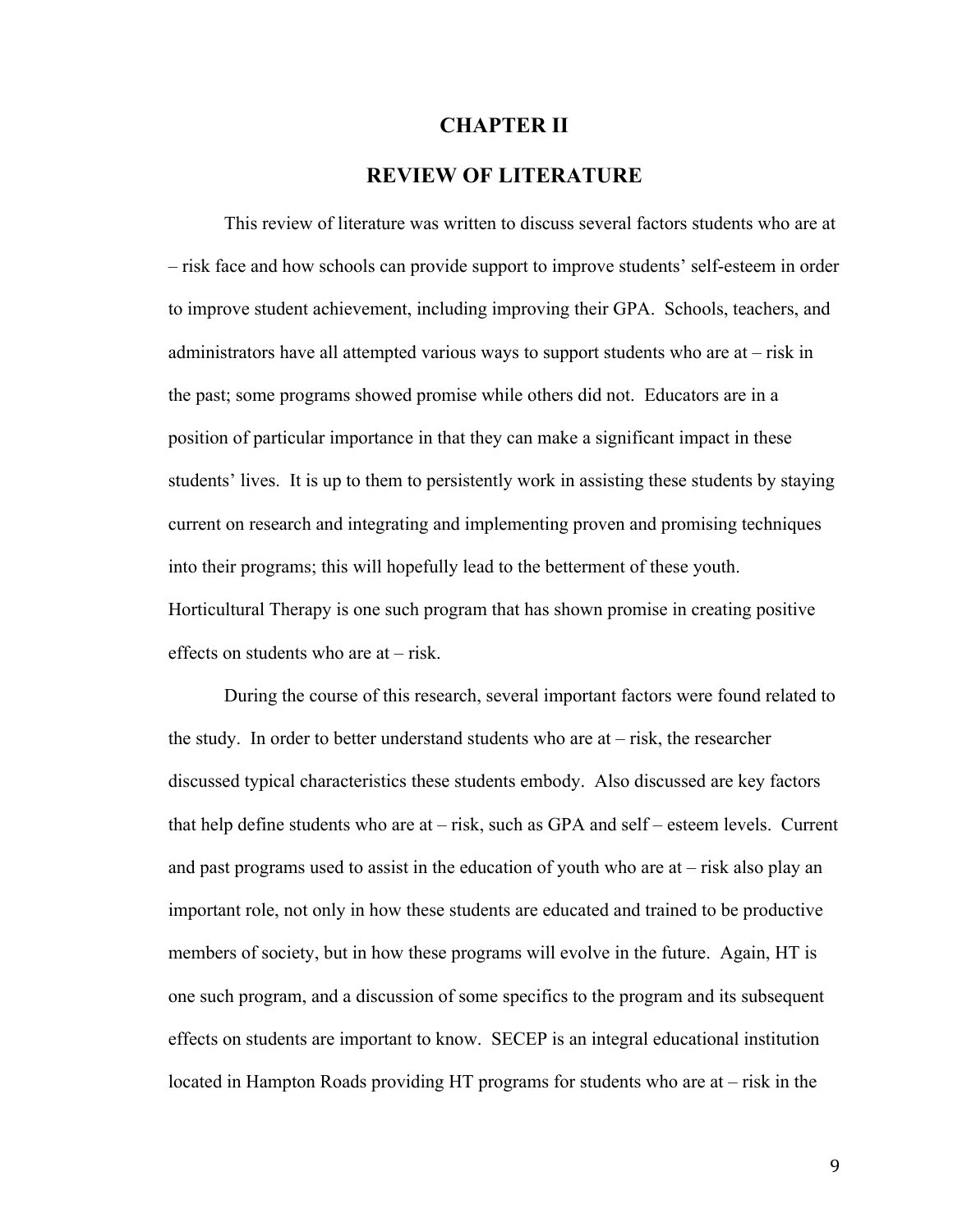# CHAPTER II

# REVIEW OF LITERATURE

This review of literature was written to discuss several factors students who are at – risk face and how schools can provide support to improve students' self-esteem in order to improve student achievement, including improving their GPA. Schools, teachers, and administrators have all attempted various ways to support students who are at – risk in the past; some programs showed promise while others did not. Educators are in a position of particular importance in that they can make a significant impact in these students' lives. It is up to them to persistently work in assisting these students by staying current on research and integrating and implementing proven and promising techniques into their programs; this will hopefully lead to the betterment of these youth. Horticultural Therapy is one such program that has shown promise in creating positive effects on students who are at – risk.

During the course of this research, several important factors were found related to the study. In order to better understand students who are at – risk, the researcher discussed typical characteristics these students embody. Also discussed are key factors that help define students who are at – risk, such as GPA and self – esteem levels. Current and past programs used to assist in the education of youth who are at – risk also play an important role, not only in how these students are educated and trained to be productive members of society, but in how these programs will evolve in the future. Again, HT is one such program, and a discussion of some specifics to the program and its subsequent effects on students are important to know. SECEP is an integral educational institution located in Hampton Roads providing HT programs for students who are at – risk in the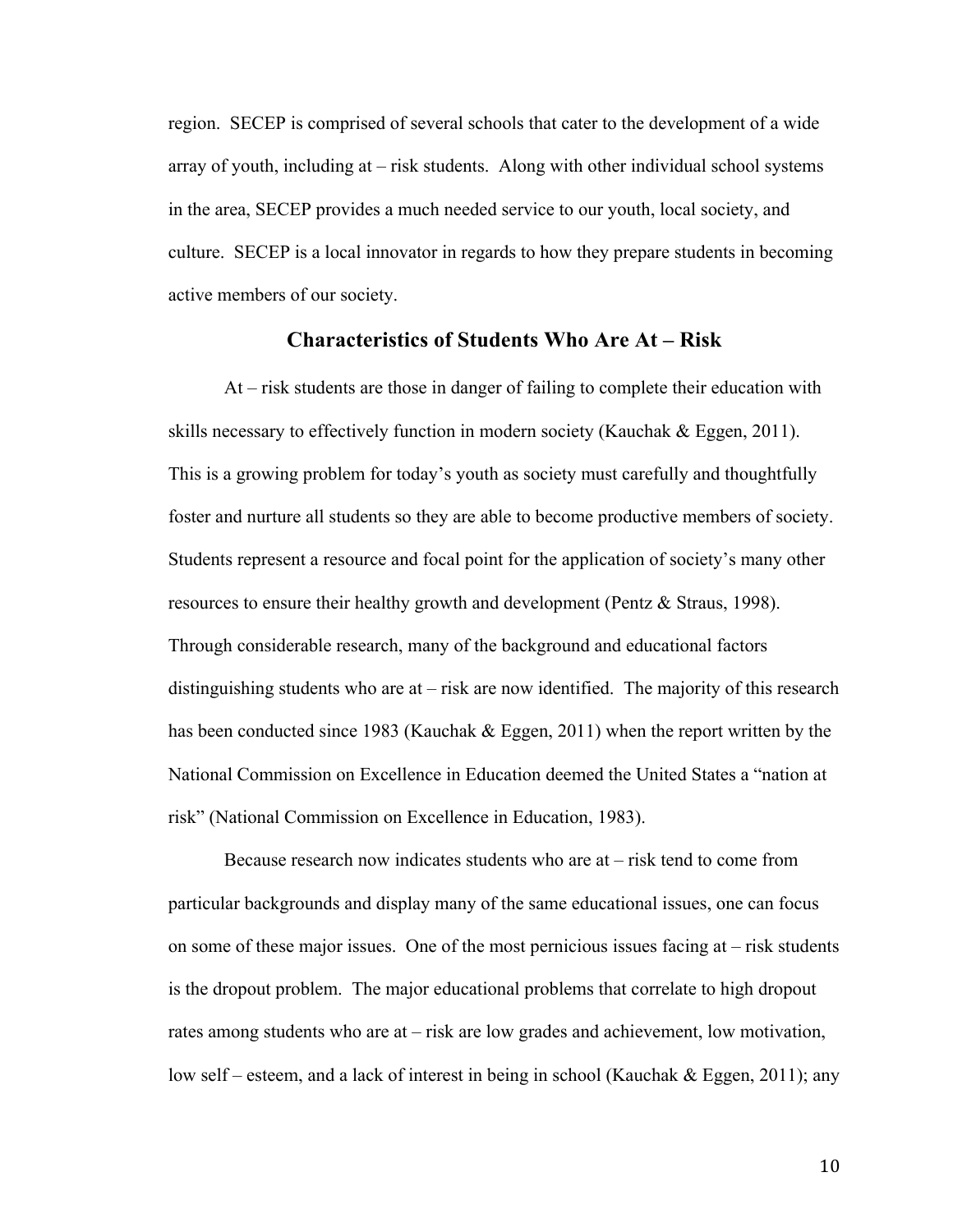region. SECEP is comprised of several schools that cater to the development of a wide array of youth, including at – risk students. Along with other individual school systems in the area, SECEP provides a much needed service to our youth, local society, and culture. SECEP is a local innovator in regards to how they prepare students in becoming active members of our society.

## Characteristics of Students Who Are At – Risk

At – risk students are those in danger of failing to complete their education with skills necessary to effectively function in modern society (Kauchak & Eggen, 2011). This is a growing problem for today's youth as society must carefully and thoughtfully foster and nurture all students so they are able to become productive members of society. Students represent a resource and focal point for the application of society's many other resources to ensure their healthy growth and development (Pentz & Straus, 1998). Through considerable research, many of the background and educational factors distinguishing students who are at – risk are now identified. The majority of this research has been conducted since 1983 (Kauchak & Eggen, 2011) when the report written by the National Commission on Excellence in Education deemed the United States a "nation at risk" (National Commission on Excellence in Education, 1983).

Because research now indicates students who are at – risk tend to come from particular backgrounds and display many of the same educational issues, one can focus on some of these major issues. One of the most pernicious issues facing at – risk students is the dropout problem. The major educational problems that correlate to high dropout rates among students who are at – risk are low grades and achievement, low motivation, low self – esteem, and a lack of interest in being in school (Kauchak & Eggen, 2011); any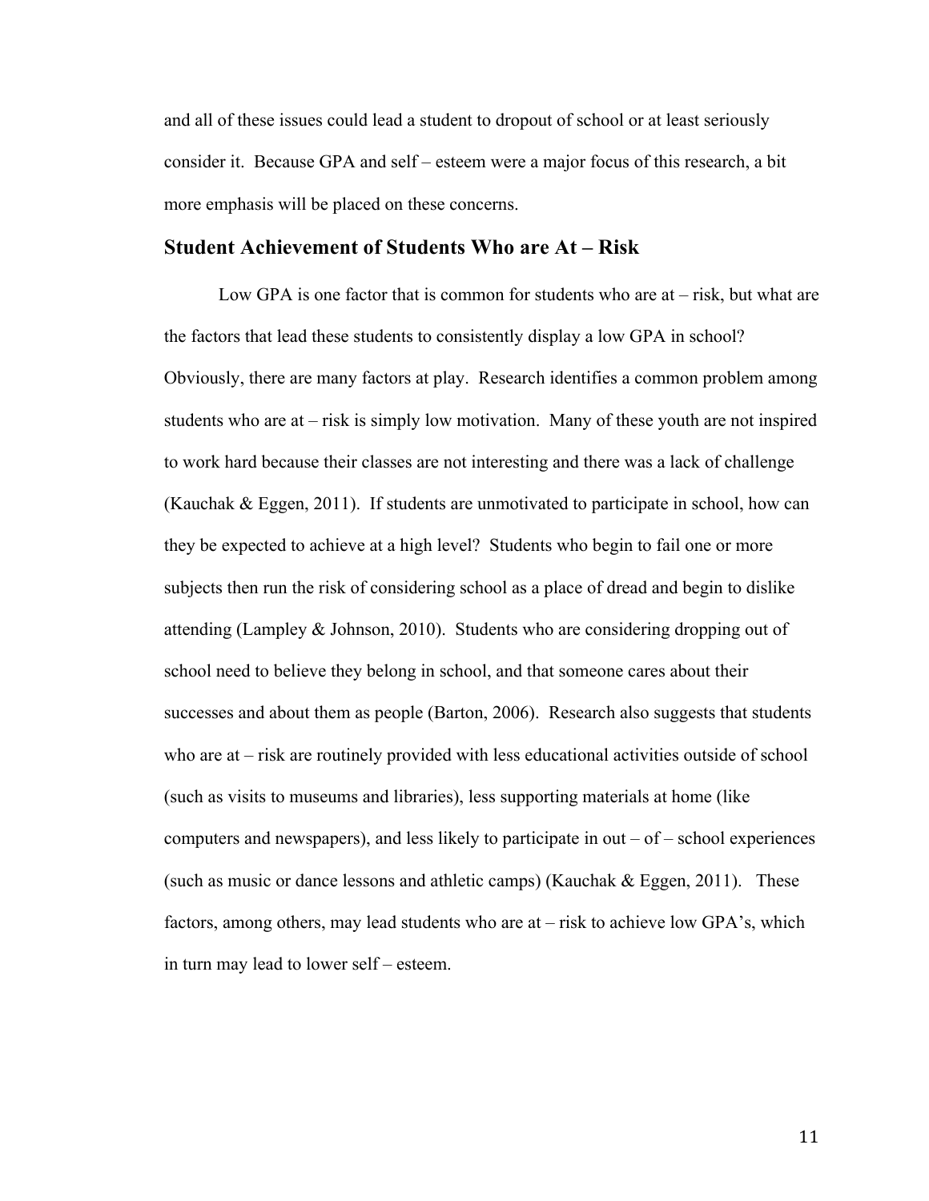and all of these issues could lead a student to dropout of school or at least seriously consider it. Because GPA and self – esteem were a major focus of this research, a bit more emphasis will be placed on these concerns.

## Student Achievement of Students Who are At – Risk

Low GPA is one factor that is common for students who are at – risk, but what are the factors that lead these students to consistently display a low GPA in school? Obviously, there are many factors at play. Research identifies a common problem among students who are at – risk is simply low motivation. Many of these youth are not inspired to work hard because their classes are not interesting and there was a lack of challenge (Kauchak & Eggen, 2011). If students are unmotivated to participate in school, how can they be expected to achieve at a high level? Students who begin to fail one or more subjects then run the risk of considering school as a place of dread and begin to dislike attending (Lampley & Johnson, 2010). Students who are considering dropping out of school need to believe they belong in school, and that someone cares about their successes and about them as people (Barton, 2006). Research also suggests that students who are at – risk are routinely provided with less educational activities outside of school (such as visits to museums and libraries), less supporting materials at home (like computers and newspapers), and less likely to participate in out – of – school experiences (such as music or dance lessons and athletic camps) (Kauchak & Eggen, 2011). These factors, among others, may lead students who are at – risk to achieve low GPA's, which in turn may lead to lower self – esteem.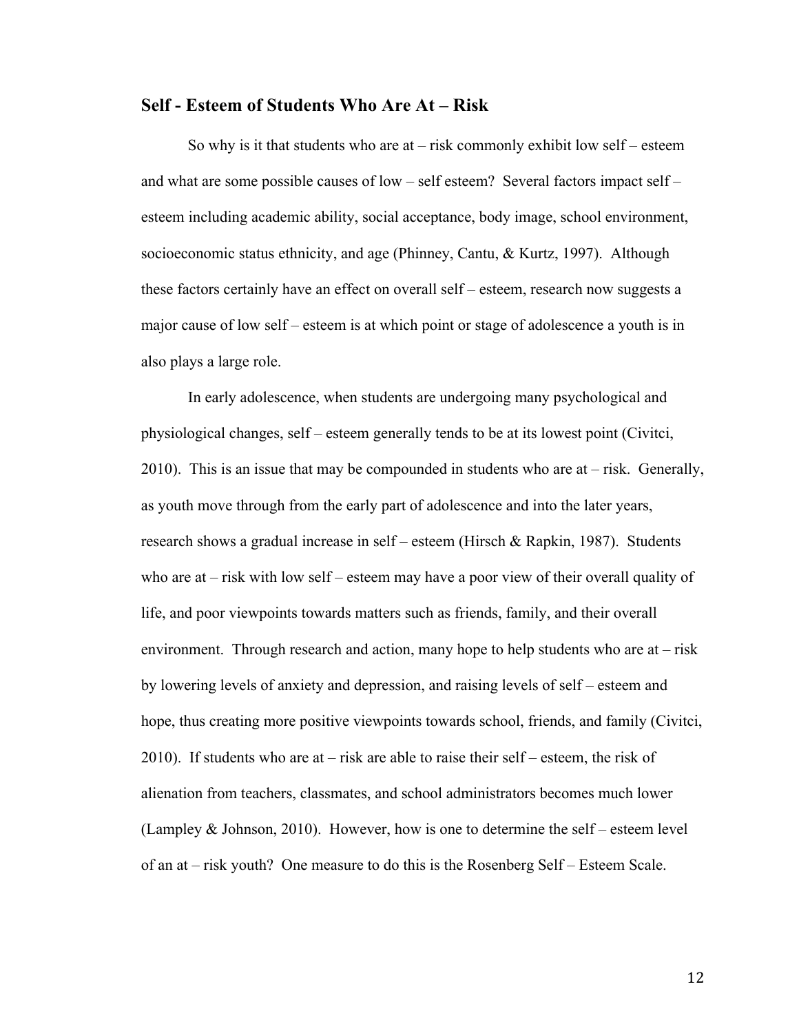## Self - Esteem of Students Who Are At – Risk

So why is it that students who are at – risk commonly exhibit low self – esteem and what are some possible causes of low – self esteem? Several factors impact self – esteem including academic ability, social acceptance, body image, school environment, socioeconomic status ethnicity, and age (Phinney, Cantu, & Kurtz, 1997). Although these factors certainly have an effect on overall self – esteem, research now suggests a major cause of low self – esteem is at which point or stage of adolescence a youth is in also plays a large role.

In early adolescence, when students are undergoing many psychological and physiological changes, self – esteem generally tends to be at its lowest point (Civitci, 2010). This is an issue that may be compounded in students who are at – risk. Generally, as youth move through from the early part of adolescence and into the later years, research shows a gradual increase in self – esteem (Hirsch & Rapkin, 1987). Students who are at – risk with low self – esteem may have a poor view of their overall quality of life, and poor viewpoints towards matters such as friends, family, and their overall environment. Through research and action, many hope to help students who are at – risk by lowering levels of anxiety and depression, and raising levels of self – esteem and hope, thus creating more positive viewpoints towards school, friends, and family (Civitci, 2010). If students who are at – risk are able to raise their self – esteem, the risk of alienation from teachers, classmates, and school administrators becomes much lower (Lampley & Johnson, 2010). However, how is one to determine the self – esteem level of an at – risk youth? One measure to do this is the Rosenberg Self – Esteem Scale.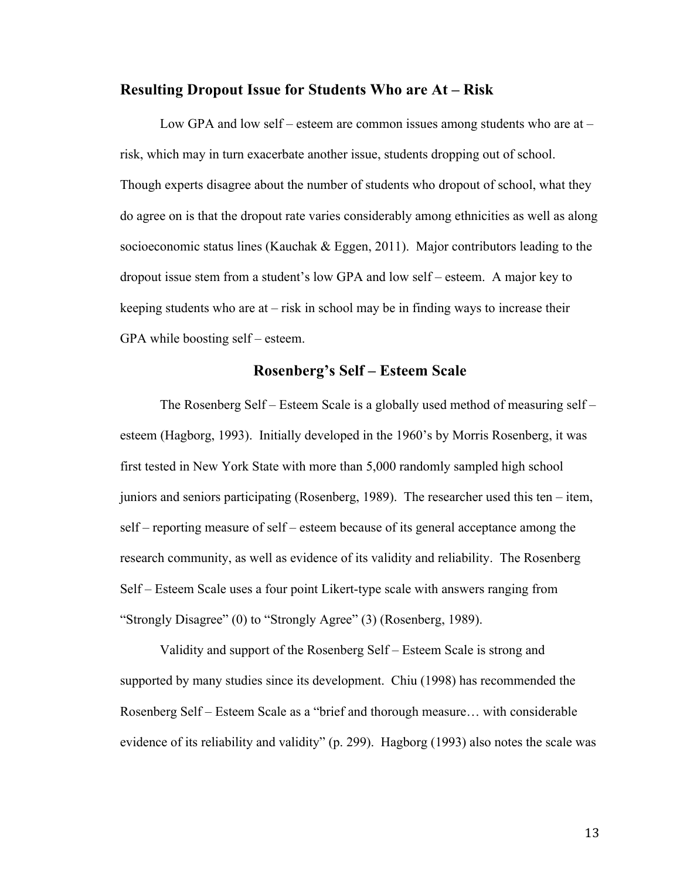## Resulting Dropout Issue for Students Who are At – Risk

Low GPA and low self – esteem are common issues among students who are at – risk, which may in turn exacerbate another issue, students dropping out of school. Though experts disagree about the number of students who dropout of school, what they do agree on is that the dropout rate varies considerably among ethnicities as well as along socioeconomic status lines (Kauchak & Eggen, 2011). Major contributors leading to the dropout issue stem from a student's low GPA and low self – esteem. A major key to keeping students who are at – risk in school may be in finding ways to increase their GPA while boosting self – esteem.

## Rosenberg's Self – Esteem Scale

The Rosenberg Self – Esteem Scale is a globally used method of measuring self – esteem (Hagborg, 1993). Initially developed in the 1960's by Morris Rosenberg, it was first tested in New York State with more than 5,000 randomly sampled high school juniors and seniors participating (Rosenberg, 1989). The researcher used this ten – item, self – reporting measure of self – esteem because of its general acceptance among the research community, as well as evidence of its validity and reliability. The Rosenberg Self – Esteem Scale uses a four point Likert-type scale with answers ranging from "Strongly Disagree" (0) to "Strongly Agree" (3) (Rosenberg, 1989).

Validity and support of the Rosenberg Self – Esteem Scale is strong and supported by many studies since its development. Chiu (1998) has recommended the Rosenberg Self – Esteem Scale as a "brief and thorough measure… with considerable evidence of its reliability and validity" (p. 299). Hagborg (1993) also notes the scale was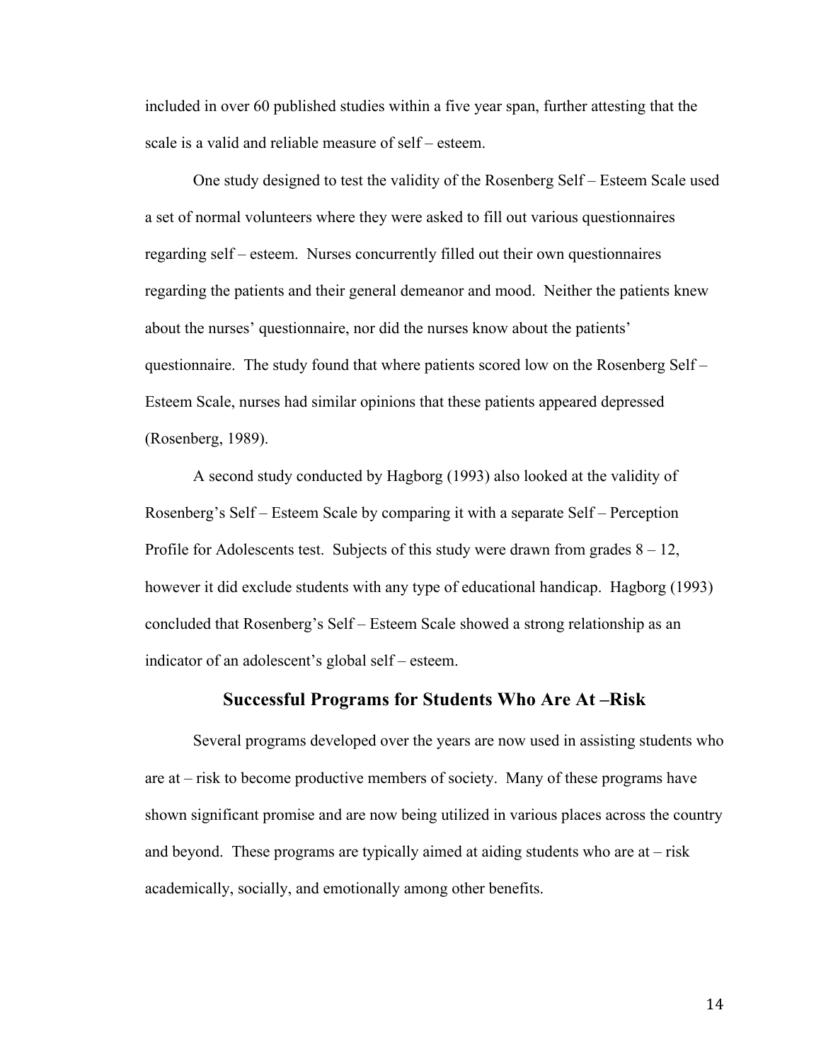included in over 60 published studies within a five year span, further attesting that the scale is a valid and reliable measure of self – esteem.

One study designed to test the validity of the Rosenberg Self – Esteem Scale used a set of normal volunteers where they were asked to fill out various questionnaires regarding self – esteem. Nurses concurrently filled out their own questionnaires regarding the patients and their general demeanor and mood. Neither the patients knew about the nurses' questionnaire, nor did the nurses know about the patients' questionnaire. The study found that where patients scored low on the Rosenberg Self – Esteem Scale, nurses had similar opinions that these patients appeared depressed (Rosenberg, 1989).

A second study conducted by Hagborg (1993) also looked at the validity of Rosenberg's Self – Esteem Scale by comparing it with a separate Self – Perception Profile for Adolescents test. Subjects of this study were drawn from grades 8 – 12, however it did exclude students with any type of educational handicap. Hagborg (1993) concluded that Rosenberg's Self – Esteem Scale showed a strong relationship as an indicator of an adolescent's global self – esteem.

## Successful Programs for Students Who Are At –Risk

Several programs developed over the years are now used in assisting students who are at – risk to become productive members of society. Many of these programs have shown significant promise and are now being utilized in various places across the country and beyond. These programs are typically aimed at aiding students who are at – risk academically, socially, and emotionally among other benefits.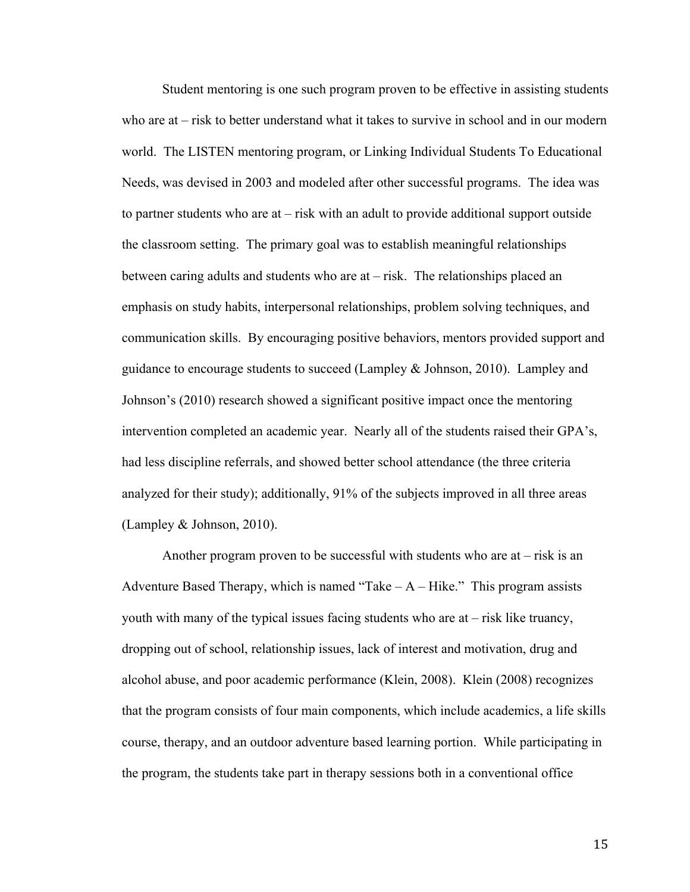Student mentoring is one such program proven to be effective in assisting students who are at – risk to better understand what it takes to survive in school and in our modern world. The LISTEN mentoring program, or Linking Individual Students To Educational Needs, was devised in 2003 and modeled after other successful programs. The idea was to partner students who are at – risk with an adult to provide additional support outside the classroom setting. The primary goal was to establish meaningful relationships between caring adults and students who are at – risk. The relationships placed an emphasis on study habits, interpersonal relationships, problem solving techniques, and communication skills. By encouraging positive behaviors, mentors provided support and guidance to encourage students to succeed (Lampley & Johnson, 2010). Lampley and Johnson's (2010) research showed a significant positive impact once the mentoring intervention completed an academic year. Nearly all of the students raised their GPA's, had less discipline referrals, and showed better school attendance (the three criteria analyzed for their study); additionally, 91% of the subjects improved in all three areas (Lampley & Johnson, 2010).

Another program proven to be successful with students who are at – risk is an Adventure Based Therapy, which is named "Take – A – Hike." This program assists youth with many of the typical issues facing students who are at – risk like truancy, dropping out of school, relationship issues, lack of interest and motivation, drug and alcohol abuse, and poor academic performance (Klein, 2008). Klein (2008) recognizes that the program consists of four main components, which include academics, a life skills course, therapy, and an outdoor adventure based learning portion. While participating in the program, the students take part in therapy sessions both in a conventional office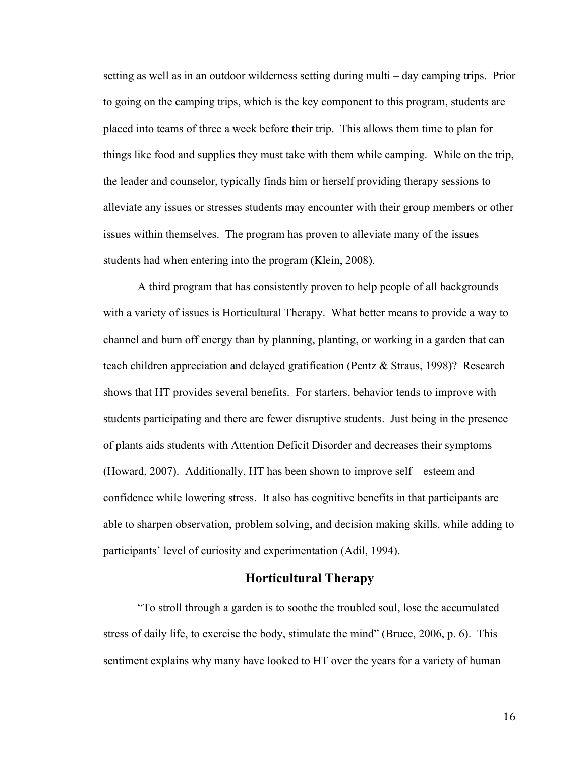setting as well as in an outdoor wilderness setting during multi – day camping trips. Prior to going on the camping trips, which is the key component to this program, students are placed into teams of three a week before their trip. This allows them time to plan for things like food and supplies they must take with them while camping. While on the trip, the leader and counselor, typically finds him or herself providing therapy sessions to alleviate any issues or stresses students may encounter with their group members or other issues within themselves. The program has proven to alleviate many of the issues students had when entering into the program (Klein, 2008).

A third program that has consistently proven to help people of all backgrounds with a variety of issues is Horticultural Therapy. What better means to provide a way to channel and burn off energy than by planning, planting, or working in a garden that can teach children appreciation and delayed gratification (Pentz & Straus, 1998)? Research shows that HT provides several benefits. For starters, behavior tends to improve with students participating and there are fewer disruptive students. Just being in the presence of plants aids students with Attention Deficit Disorder and decreases their symptoms (Howard, 2007). Additionally, HT has been shown to improve self – esteem and confidence while lowering stress. It also has cognitive benefits in that participants are able to sharpen observation, problem solving, and decision making skills, while adding to participants' level of curiosity and experimentation (Adil, 1994).

## Horticultural Therapy

"To stroll through a garden is to soothe the troubled soul, lose the accumulated stress of daily life, to exercise the body, stimulate the mind" (Bruce, 2006, p. 6). This sentiment explains why many have looked to HT over the years for a variety of human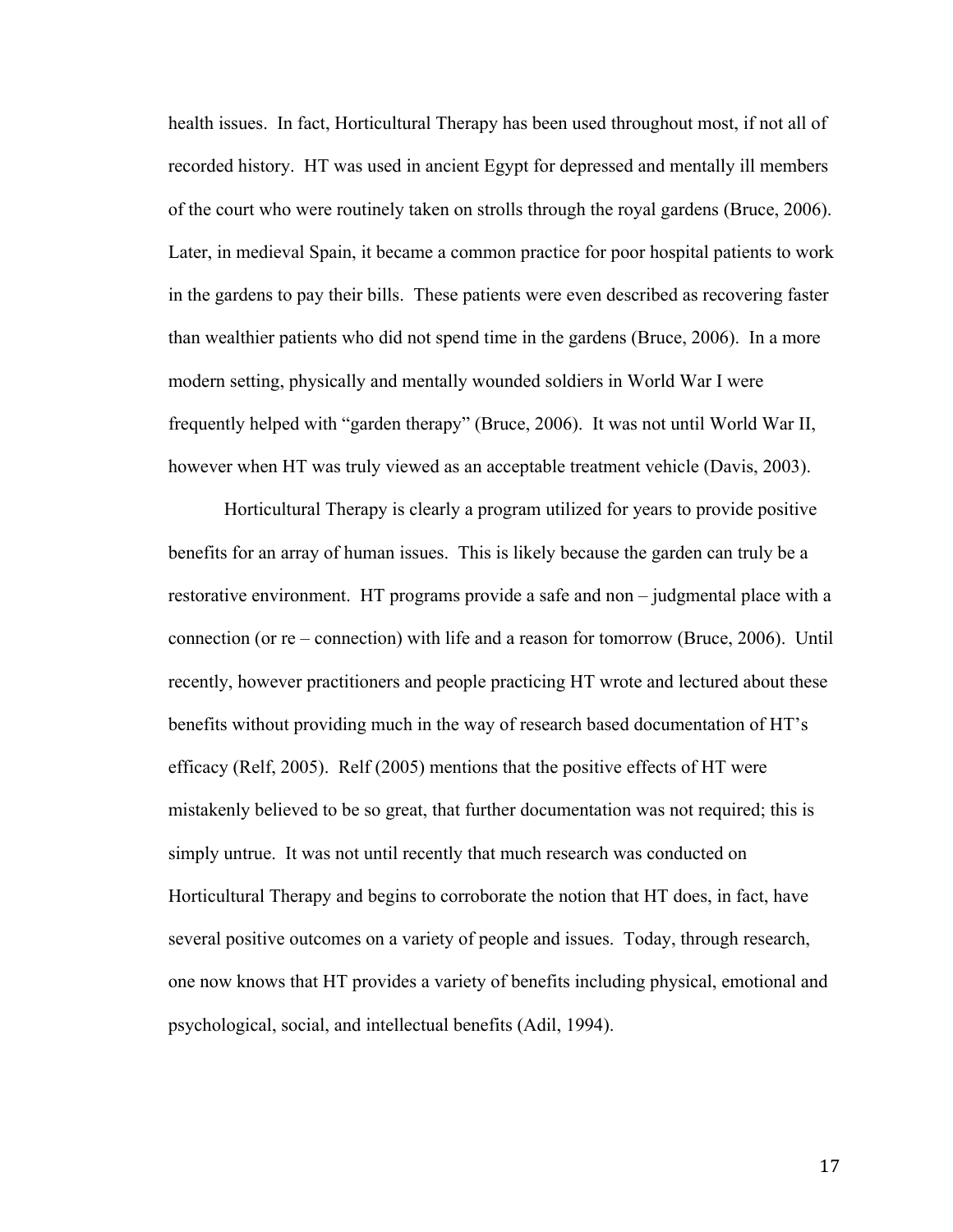health issues. In fact, Horticultural Therapy has been used throughout most, if not all of recorded history. HT was used in ancient Egypt for depressed and mentally ill members of the court who were routinely taken on strolls through the royal gardens (Bruce, 2006). Later, in medieval Spain, it became a common practice for poor hospital patients to work in the gardens to pay their bills. These patients were even described as recovering faster than wealthier patients who did not spend time in the gardens (Bruce, 2006). In a more modern setting, physically and mentally wounded soldiers in World War I were frequently helped with "garden therapy" (Bruce, 2006). It was not until World War II, however when HT was truly viewed as an acceptable treatment vehicle (Davis, 2003).

Horticultural Therapy is clearly a program utilized for years to provide positive benefits for an array of human issues. This is likely because the garden can truly be a restorative environment. HT programs provide a safe and non – judgmental place with a connection (or re – connection) with life and a reason for tomorrow (Bruce, 2006). Until recently, however practitioners and people practicing HT wrote and lectured about these benefits without providing much in the way of research based documentation of HT's efficacy (Relf, 2005). Relf (2005) mentions that the positive effects of HT were mistakenly believed to be so great, that further documentation was not required; this is simply untrue. It was not until recently that much research was conducted on Horticultural Therapy and begins to corroborate the notion that HT does, in fact, have several positive outcomes on a variety of people and issues. Today, through research, one now knows that HT provides a variety of benefits including physical, emotional and psychological, social, and intellectual benefits (Adil, 1994).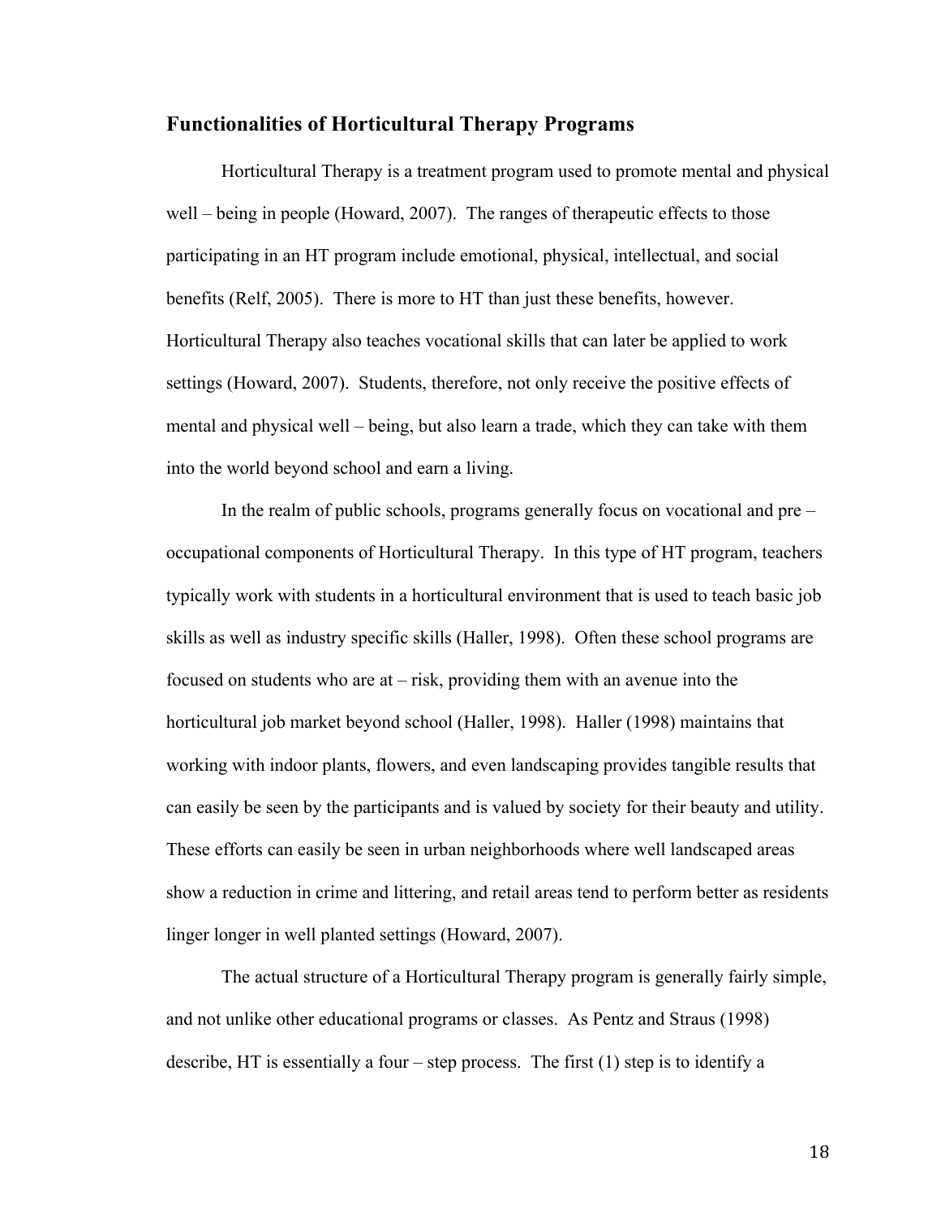## Functionalities of Horticultural Therapy Programs

Horticultural Therapy is a treatment program used to promote mental and physical well – being in people (Howard, 2007). The ranges of therapeutic effects to those participating in an HT program include emotional, physical, intellectual, and social benefits (Relf, 2005). There is more to HT than just these benefits, however. Horticultural Therapy also teaches vocational skills that can later be applied to work settings (Howard, 2007). Students, therefore, not only receive the positive effects of mental and physical well – being, but also learn a trade, which they can take with them into the world beyond school and earn a living.

In the realm of public schools, programs generally focus on vocational and pre – occupational components of Horticultural Therapy. In this type of HT program, teachers typically work with students in a horticultural environment that is used to teach basic job skills as well as industry specific skills (Haller, 1998). Often these school programs are focused on students who are at – risk, providing them with an avenue into the horticultural job market beyond school (Haller, 1998). Haller (1998) maintains that working with indoor plants, flowers, and even landscaping provides tangible results that can easily be seen by the participants and is valued by society for their beauty and utility. These efforts can easily be seen in urban neighborhoods where well landscaped areas show a reduction in crime and littering, and retail areas tend to perform better as residents linger longer in well planted settings (Howard, 2007).

The actual structure of a Horticultural Therapy program is generally fairly simple, and not unlike other educational programs or classes. As Pentz and Straus (1998) describe, HT is essentially a four – step process. The first (1) step is to identify a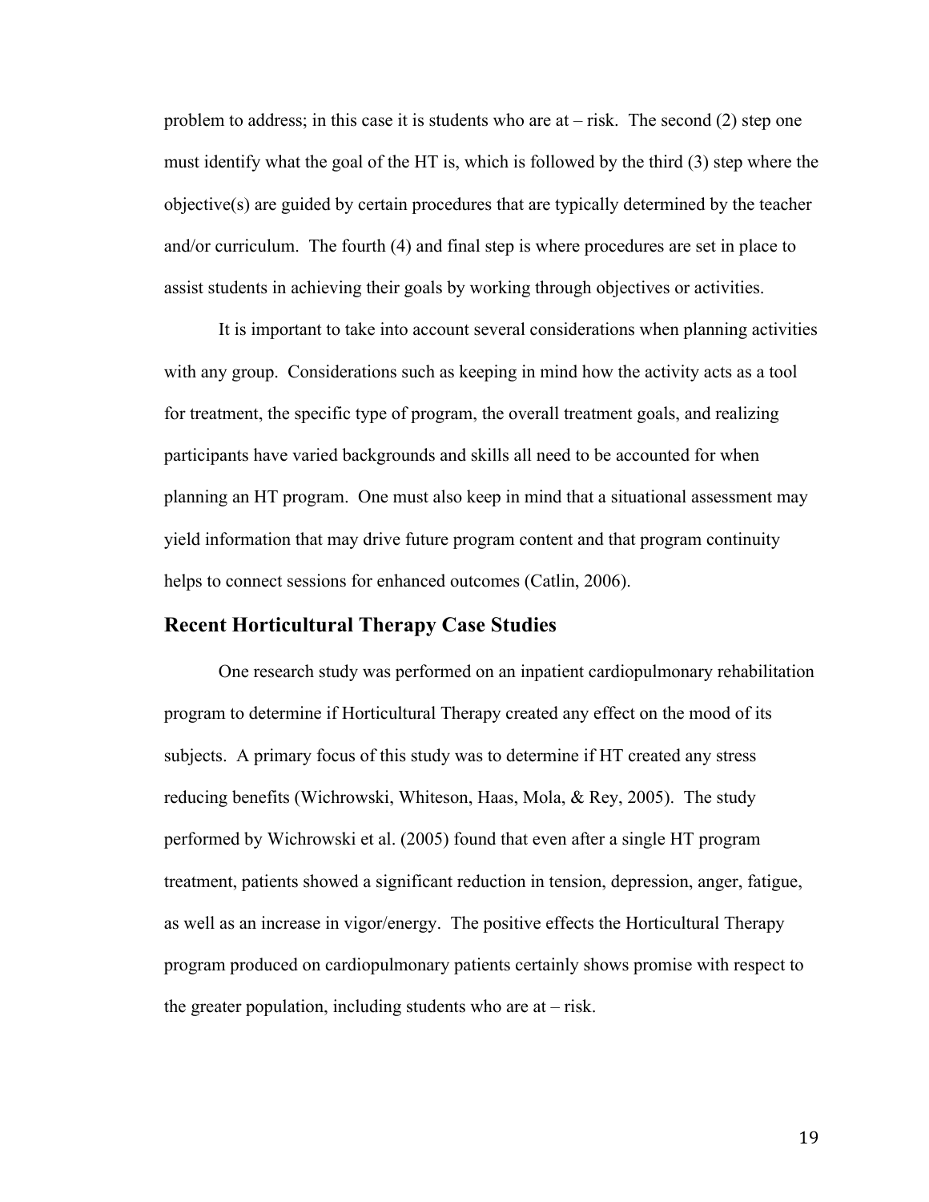problem to address; in this case it is students who are at – risk. The second (2) step one must identify what the goal of the HT is, which is followed by the third (3) step where the objective(s) are guided by certain procedures that are typically determined by the teacher and/or curriculum. The fourth (4) and final step is where procedures are set in place to assist students in achieving their goals by working through objectives or activities.

It is important to take into account several considerations when planning activities with any group. Considerations such as keeping in mind how the activity acts as a tool for treatment, the specific type of program, the overall treatment goals, and realizing participants have varied backgrounds and skills all need to be accounted for when planning an HT program. One must also keep in mind that a situational assessment may yield information that may drive future program content and that program continuity helps to connect sessions for enhanced outcomes (Catlin, 2006).

## Recent Horticultural Therapy Case Studies

One research study was performed on an inpatient cardiopulmonary rehabilitation program to determine if Horticultural Therapy created any effect on the mood of its subjects. A primary focus of this study was to determine if HT created any stress reducing benefits (Wichrowski, Whiteson, Haas, Mola, & Rey, 2005). The study performed by Wichrowski et al. (2005) found that even after a single HT program treatment, patients showed a significant reduction in tension, depression, anger, fatigue, as well as an increase in vigor/energy. The positive effects the Horticultural Therapy program produced on cardiopulmonary patients certainly shows promise with respect to the greater population, including students who are at – risk.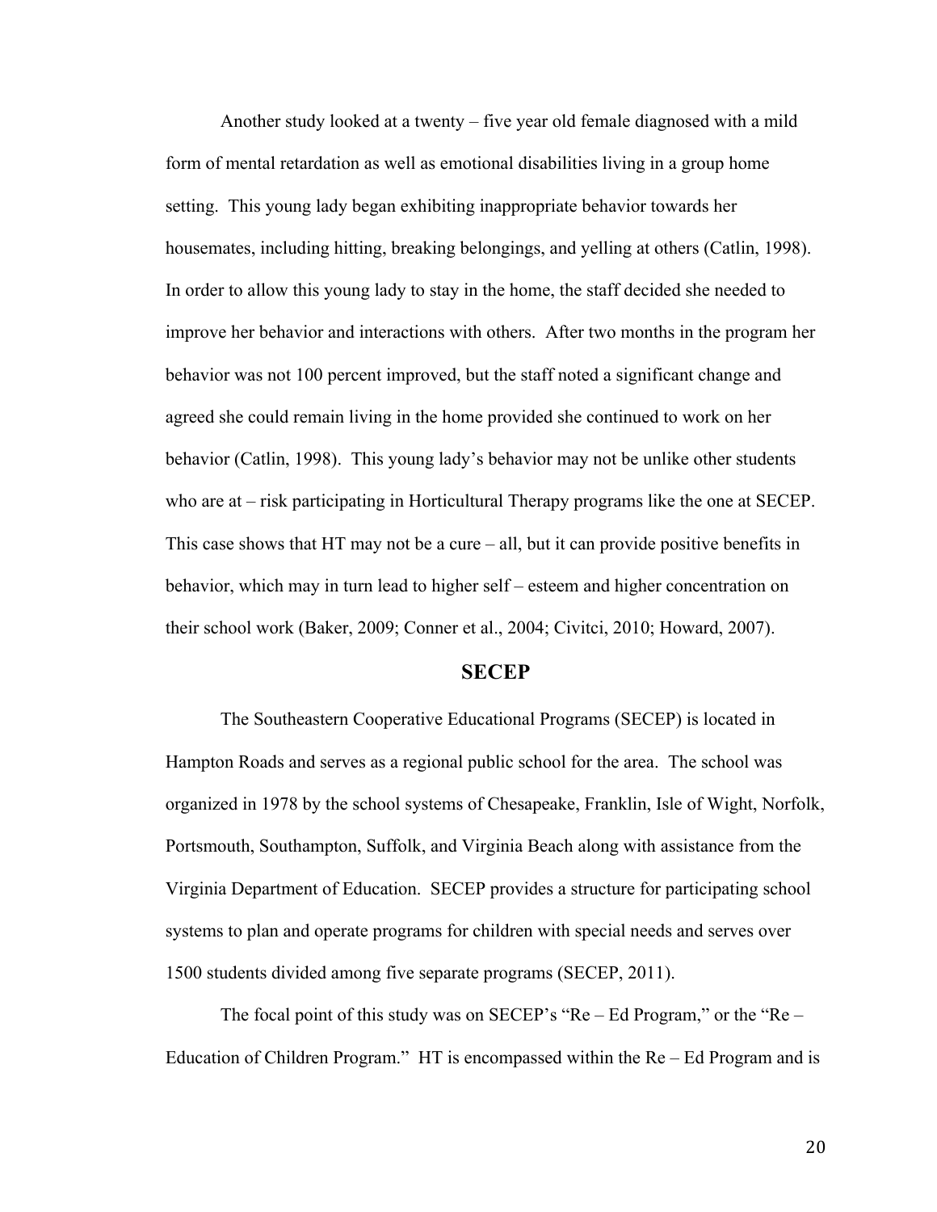Another study looked at a twenty – five year old female diagnosed with a mild form of mental retardation as well as emotional disabilities living in a group home setting. This young lady began exhibiting inappropriate behavior towards her housemates, including hitting, breaking belongings, and yelling at others (Catlin, 1998). In order to allow this young lady to stay in the home, the staff decided she needed to improve her behavior and interactions with others. After two months in the program her behavior was not 100 percent improved, but the staff noted a significant change and agreed she could remain living in the home provided she continued to work on her behavior (Catlin, 1998). This young lady's behavior may not be unlike other students who are at – risk participating in Horticultural Therapy programs like the one at SECEP. This case shows that HT may not be a cure – all, but it can provide positive benefits in behavior, which may in turn lead to higher self – esteem and higher concentration on their school work (Baker, 2009; Conner et al., 2004; Civitci, 2010; Howard, 2007).

## SECEP

The Southeastern Cooperative Educational Programs (SECEP) is located in Hampton Roads and serves as a regional public school for the area. The school was organized in 1978 by the school systems of Chesapeake, Franklin, Isle of Wight, Norfolk, Portsmouth, Southampton, Suffolk, and Virginia Beach along with assistance from the Virginia Department of Education. SECEP provides a structure for participating school systems to plan and operate programs for children with special needs and serves over 1500 students divided among five separate programs (SECEP, 2011).

The focal point of this study was on SECEP's "Re – Ed Program," or the "Re – Education of Children Program." HT is encompassed within the Re – Ed Program and is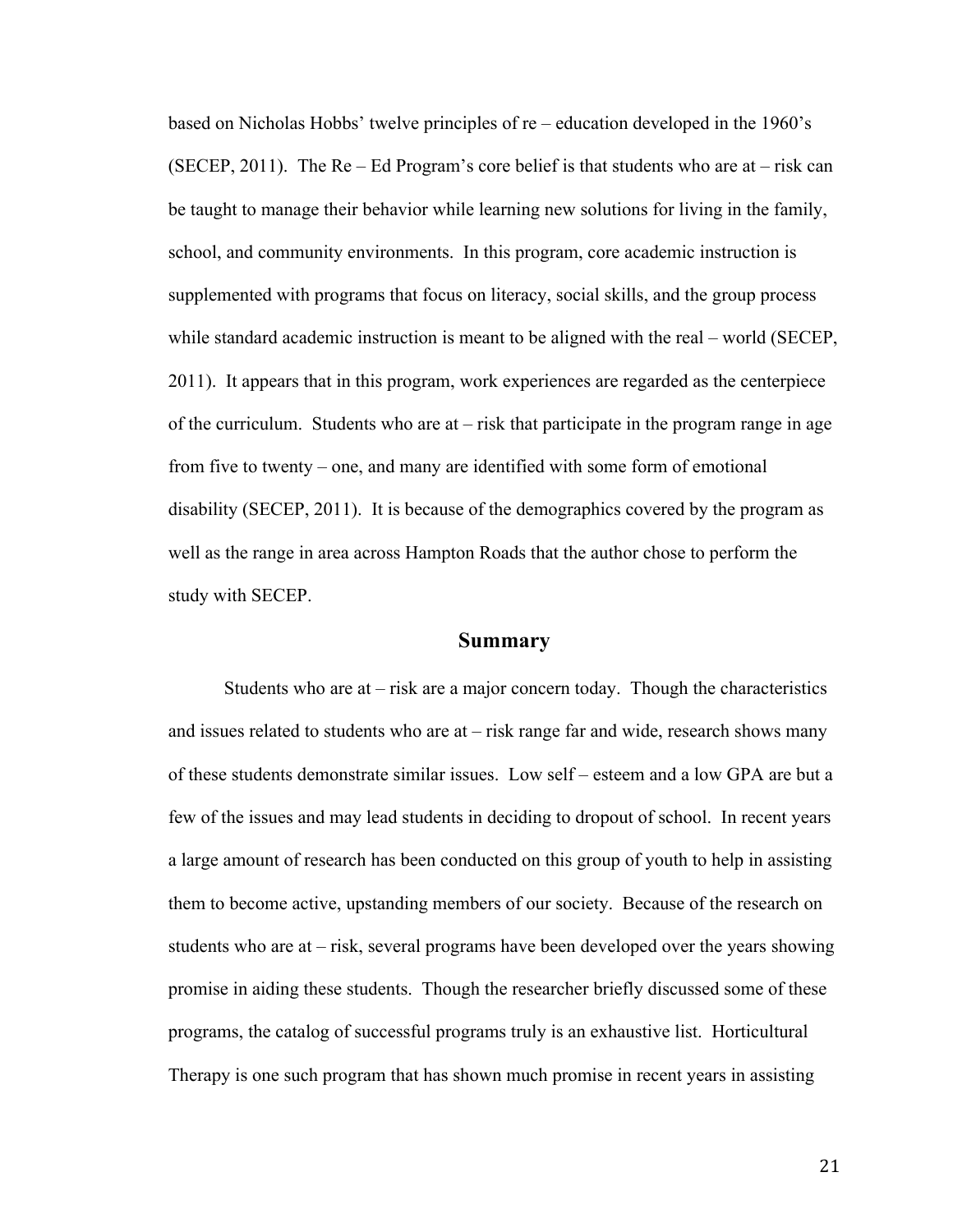based on Nicholas Hobbs' twelve principles of re – education developed in the 1960's (SECEP, 2011). The Re – Ed Program's core belief is that students who are at – risk can be taught to manage their behavior while learning new solutions for living in the family, school, and community environments. In this program, core academic instruction is supplemented with programs that focus on literacy, social skills, and the group process while standard academic instruction is meant to be aligned with the real – world (SECEP, 2011). It appears that in this program, work experiences are regarded as the centerpiece of the curriculum. Students who are at – risk that participate in the program range in age from five to twenty – one, and many are identified with some form of emotional disability (SECEP, 2011). It is because of the demographics covered by the program as well as the range in area across Hampton Roads that the author chose to perform the study with SECEP.

## Summary

Students who are at – risk are a major concern today. Though the characteristics and issues related to students who are at – risk range far and wide, research shows many of these students demonstrate similar issues. Low self – esteem and a low GPA are but a few of the issues and may lead students in deciding to dropout of school. In recent years a large amount of research has been conducted on this group of youth to help in assisting them to become active, upstanding members of our society. Because of the research on students who are at – risk, several programs have been developed over the years showing promise in aiding these students. Though the researcher briefly discussed some of these programs, the catalog of successful programs truly is an exhaustive list. Horticultural Therapy is one such program that has shown much promise in recent years in assisting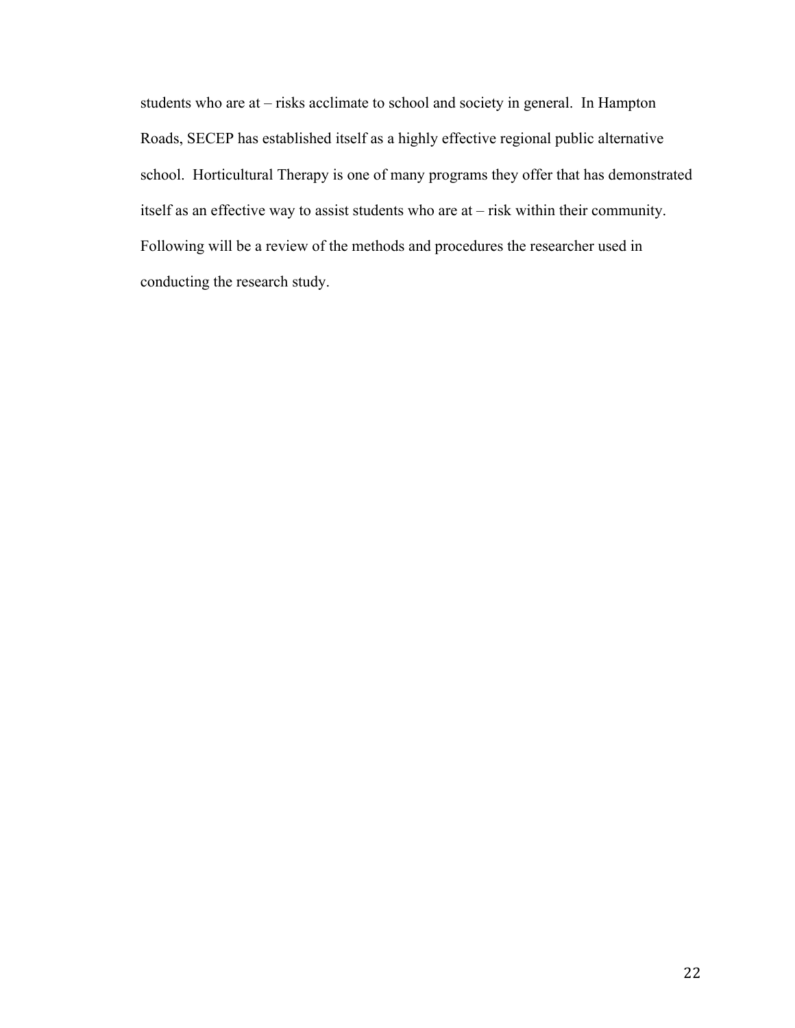students who are at – risks acclimate to school and society in general. In Hampton Roads, SECEP has established itself as a highly effective regional public alternative school. Horticultural Therapy is one of many programs they offer that has demonstrated itself as an effective way to assist students who are at – risk within their community. Following will be a review of the methods and procedures the researcher used in conducting the research study.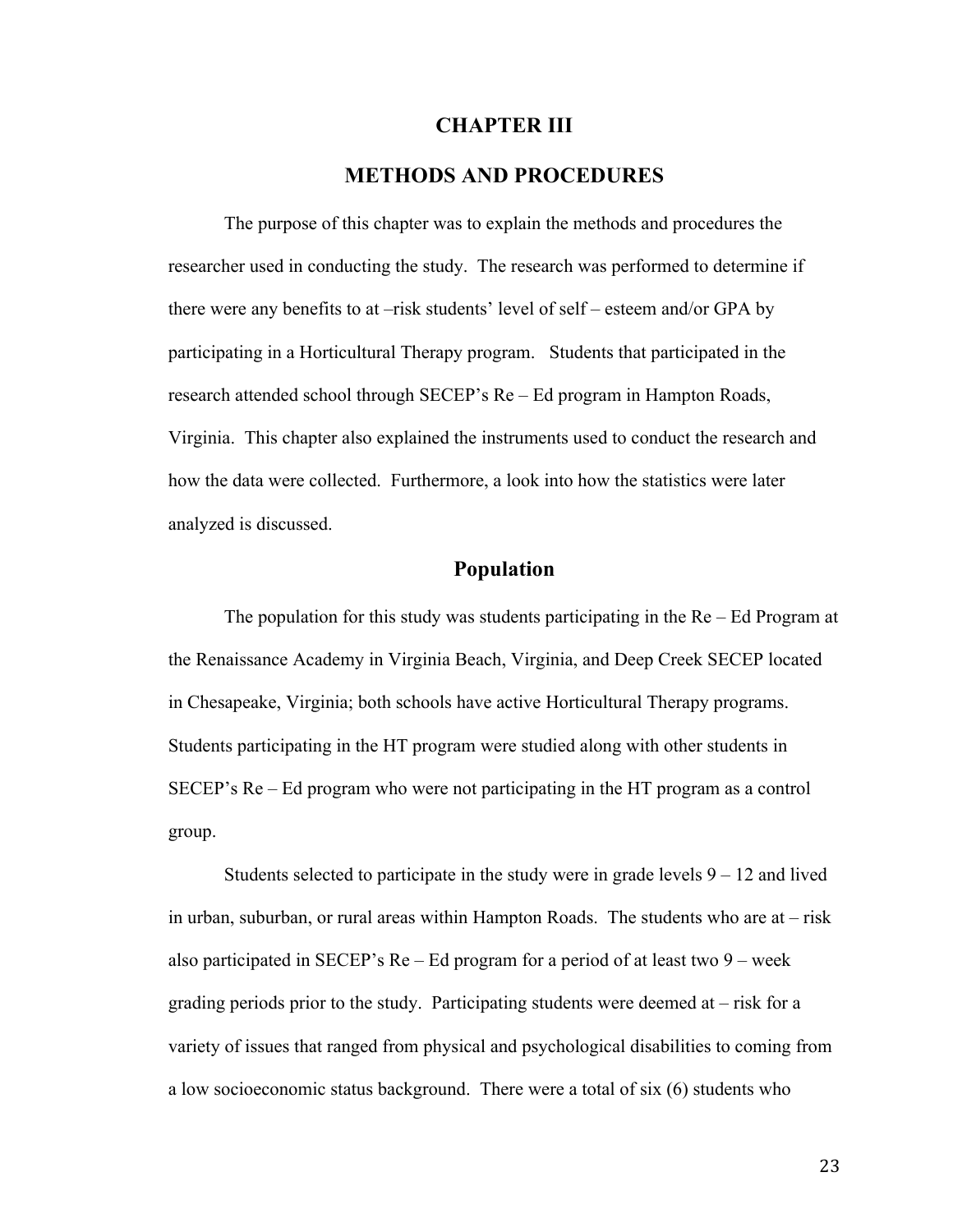# CHAPTER III

# METHODS AND PROCEDURES

The purpose of this chapter was to explain the methods and procedures the researcher used in conducting the study. The research was performed to determine if there were any benefits to at –risk students' level of self – esteem and/or GPA by participating in a Horticultural Therapy program. Students that participated in the research attended school through SECEP's Re – Ed program in Hampton Roads, Virginia. This chapter also explained the instruments used to conduct the research and how the data were collected. Furthermore, a look into how the statistics were later analyzed is discussed.

## Population

The population for this study was students participating in the Re – Ed Program at the Renaissance Academy in Virginia Beach, Virginia, and Deep Creek SECEP located in Chesapeake, Virginia; both schools have active Horticultural Therapy programs. Students participating in the HT program were studied along with other students in SECEP's Re – Ed program who were not participating in the HT program as a control group.

Students selected to participate in the study were in grade levels 9 – 12 and lived in urban, suburban, or rural areas within Hampton Roads. The students who are at – risk also participated in SECEP's Re – Ed program for a period of at least two 9 – week grading periods prior to the study. Participating students were deemed at – risk for a variety of issues that ranged from physical and psychological disabilities to coming from a low socioeconomic status background. There were a total of six (6) students who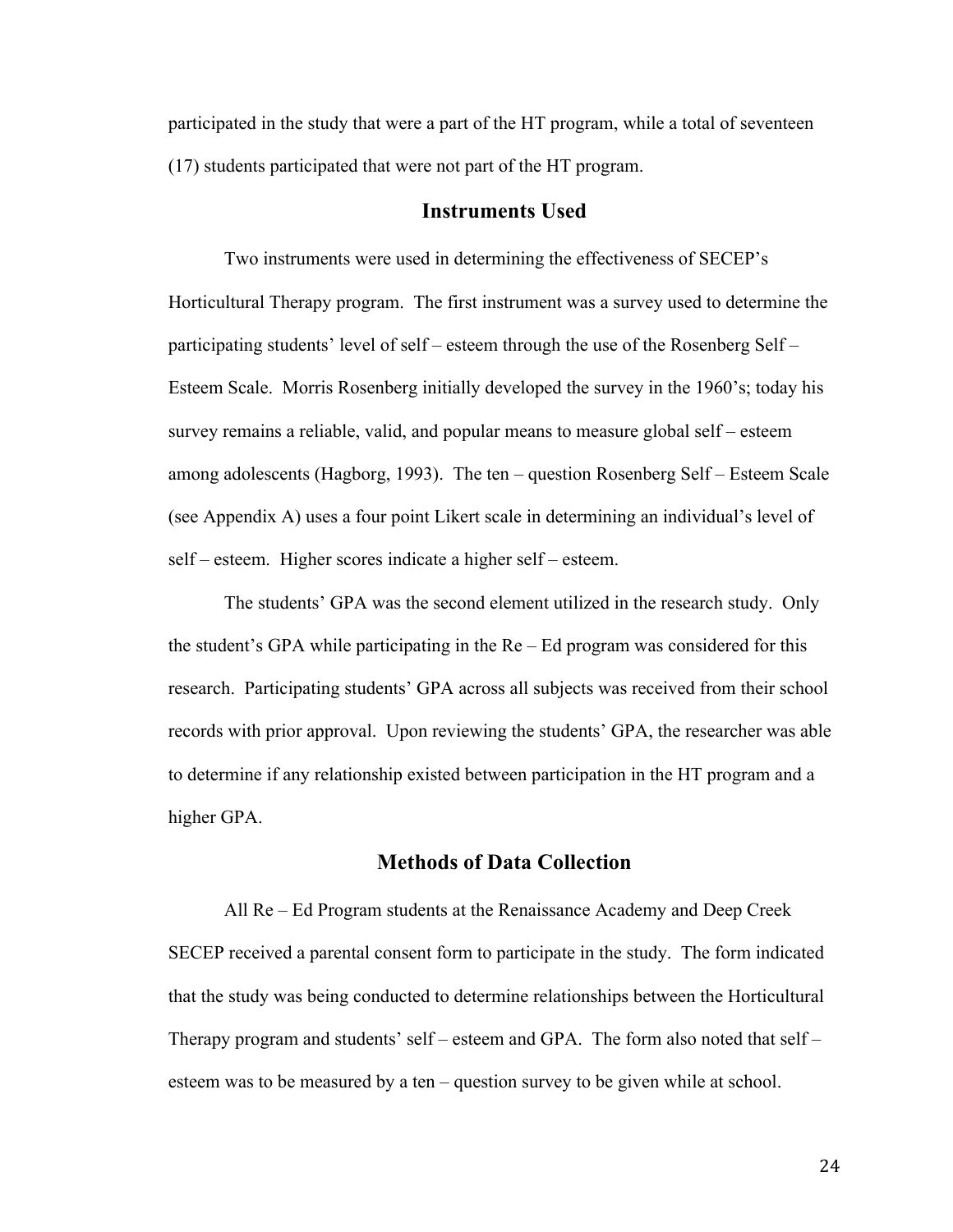participated in the study that were a part of the HT program, while a total of seventeen (17) students participated that were not part of the HT program.

## Instruments Used

Two instruments were used in determining the effectiveness of SECEP's Horticultural Therapy program. The first instrument was a survey used to determine the participating students' level of self – esteem through the use of the Rosenberg Self – Esteem Scale. Morris Rosenberg initially developed the survey in the 1960's; today his survey remains a reliable, valid, and popular means to measure global self – esteem among adolescents (Hagborg, 1993). The ten – question Rosenberg Self – Esteem Scale (see Appendix A) uses a four point Likert scale in determining an individual's level of self – esteem. Higher scores indicate a higher self – esteem.

The students' GPA was the second element utilized in the research study. Only the student's GPA while participating in the Re – Ed program was considered for this research. Participating students' GPA across all subjects was received from their school records with prior approval. Upon reviewing the students' GPA, the researcher was able to determine if any relationship existed between participation in the HT program and a higher GPA.

## Methods of Data Collection

All Re – Ed Program students at the Renaissance Academy and Deep Creek SECEP received a parental consent form to participate in the study. The form indicated that the study was being conducted to determine relationships between the Horticultural Therapy program and students' self – esteem and GPA. The form also noted that self – esteem was to be measured by a ten – question survey to be given while at school.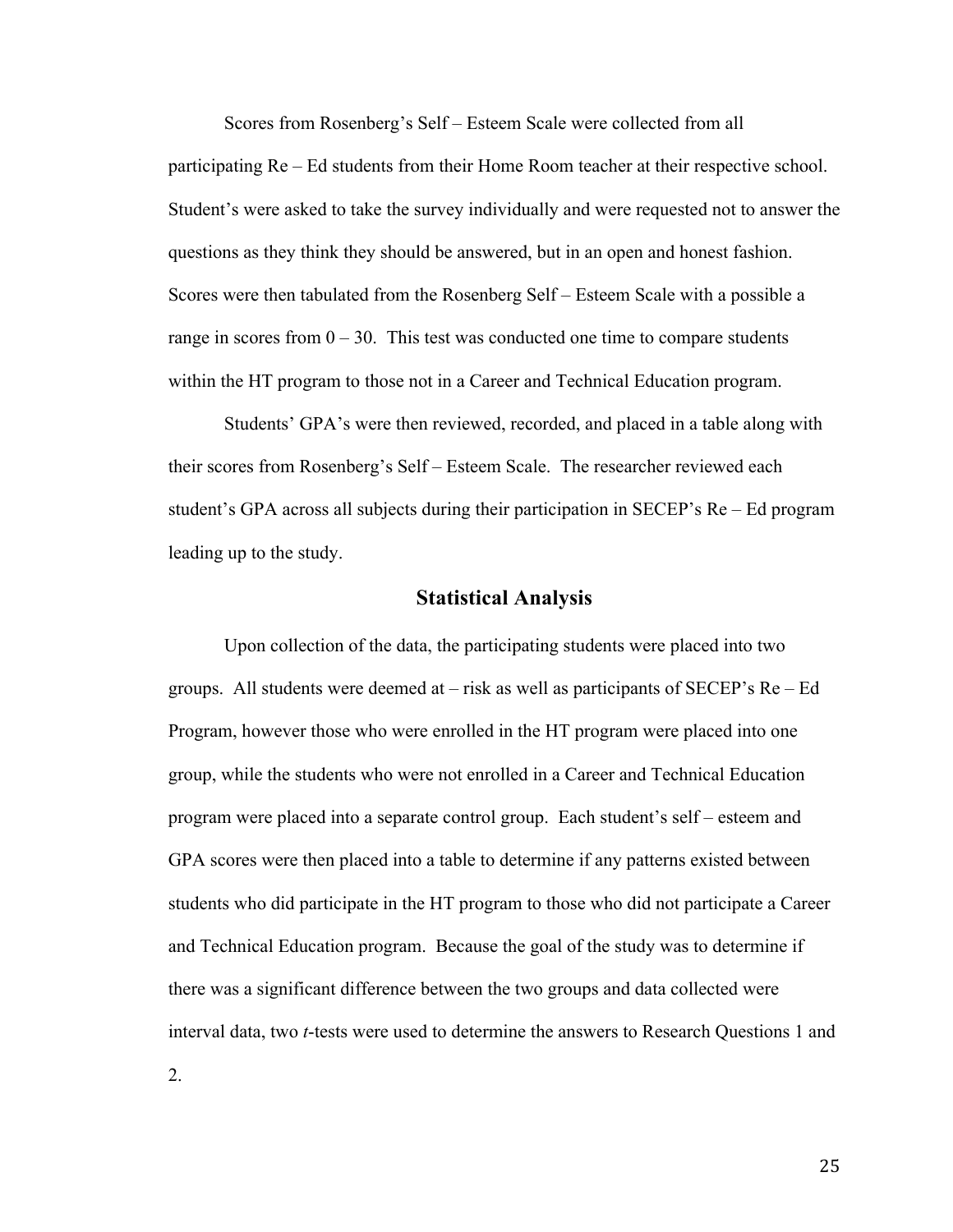Scores from Rosenberg's Self – Esteem Scale were collected from all participating Re – Ed students from their Home Room teacher at their respective school. Student's were asked to take the survey individually and were requested not to answer the questions as they think they should be answered, but in an open and honest fashion. Scores were then tabulated from the Rosenberg Self – Esteem Scale with a possible a range in scores from 0 – 30. This test was conducted one time to compare students within the HT program to those not in a Career and Technical Education program.

Students' GPA's were then reviewed, recorded, and placed in a table along with their scores from Rosenberg's Self – Esteem Scale. The researcher reviewed each student's GPA across all subjects during their participation in SECEP's Re – Ed program leading up to the study.

## Statistical Analysis

Upon collection of the data, the participating students were placed into two groups. All students were deemed at – risk as well as participants of SECEP's Re – Ed Program, however those who were enrolled in the HT program were placed into one group, while the students who were not enrolled in a Career and Technical Education program were placed into a separate control group. Each student's self – esteem and GPA scores were then placed into a table to determine if any patterns existed between students who did participate in the HT program to those who did not participate a Career and Technical Education program. Because the goal of the study was to determine if there was a significant difference between the two groups and data collected were interval data, two *t*-tests were used to determine the answers to Research Questions 1 and 2.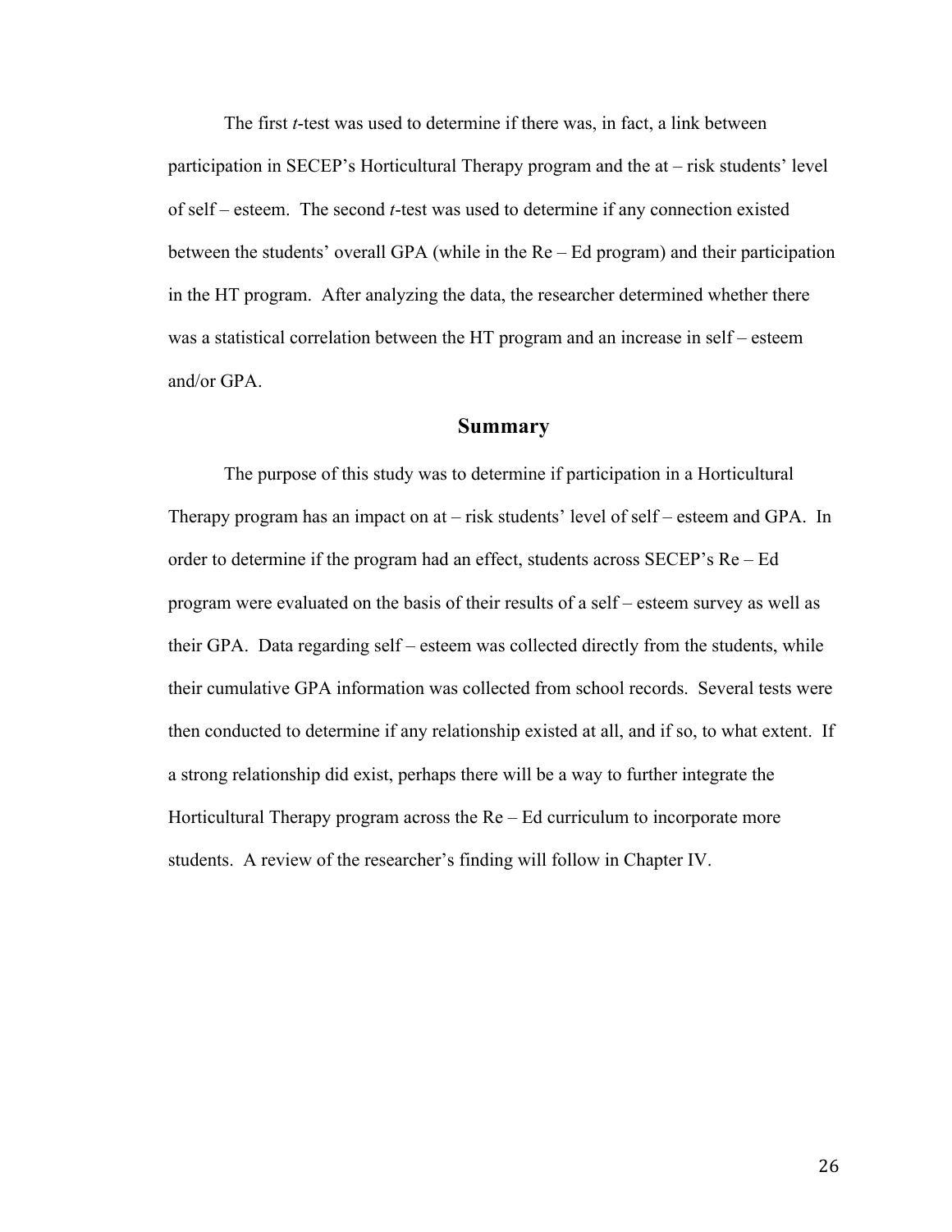The first *t*-test was used to determine if there was, in fact, a link between participation in SECEP's Horticultural Therapy program and the at – risk students' level of self – esteem. The second *t*-test was used to determine if any connection existed between the students' overall GPA (while in the Re – Ed program) and their participation in the HT program. After analyzing the data, the researcher determined whether there was a statistical correlation between the HT program and an increase in self – esteem and/or GPA.

## Summary

The purpose of this study was to determine if participation in a Horticultural Therapy program has an impact on at – risk students' level of self – esteem and GPA. In order to determine if the program had an effect, students across SECEP's Re – Ed program were evaluated on the basis of their results of a self – esteem survey as well as their GPA. Data regarding self – esteem was collected directly from the students, while their cumulative GPA information was collected from school records. Several tests were then conducted to determine if any relationship existed at all, and if so, to what extent. If a strong relationship did exist, perhaps there will be a way to further integrate the Horticultural Therapy program across the Re – Ed curriculum to incorporate more students. A review of the researcher's finding will follow in Chapter IV.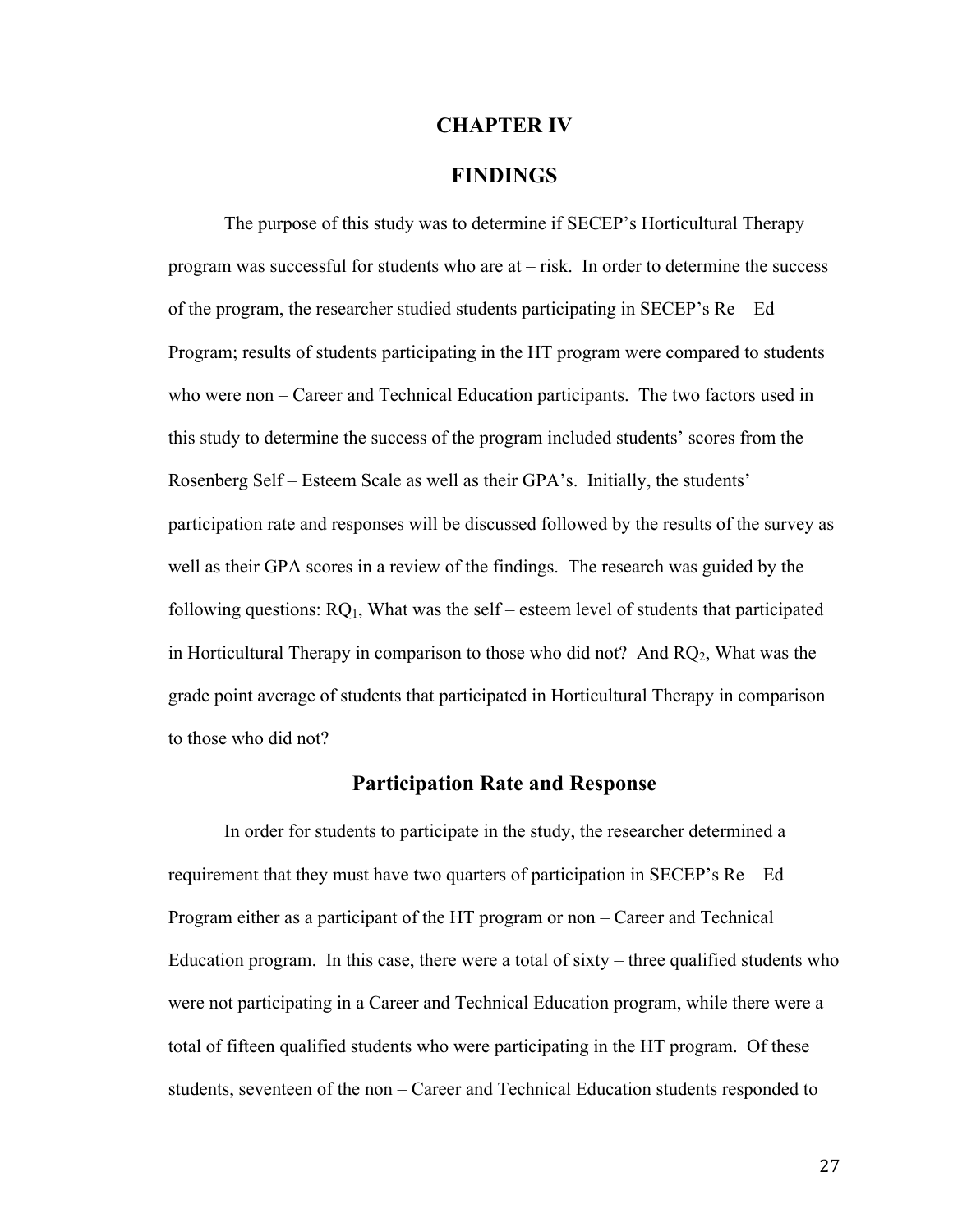# CHAPTER IV

# FINDINGS

The purpose of this study was to determine if SECEP's Horticultural Therapy program was successful for students who are at – risk. In order to determine the success of the program, the researcher studied students participating in SECEP's Re – Ed Program; results of students participating in the HT program were compared to students who were non – Career and Technical Education participants. The two factors used in this study to determine the success of the program included students' scores from the Rosenberg Self – Esteem Scale as well as their GPA's. Initially, the students' participation rate and responses will be discussed followed by the results of the survey as well as their GPA scores in a review of the findings. The research was guided by the following questions: $RQ_1$, What was the self – esteem level of students that participated in Horticultural Therapy in comparison to those who did not? And $RQ_2$, What was the grade point average of students that participated in Horticultural Therapy in comparison to those who did not?

## Participation Rate and Response

In order for students to participate in the study, the researcher determined a requirement that they must have two quarters of participation in SECEP's Re – Ed Program either as a participant of the HT program or non – Career and Technical Education program. In this case, there were a total of sixty – three qualified students who were not participating in a Career and Technical Education program, while there were a total of fifteen qualified students who were participating in the HT program. Of these students, seventeen of the non – Career and Technical Education students responded to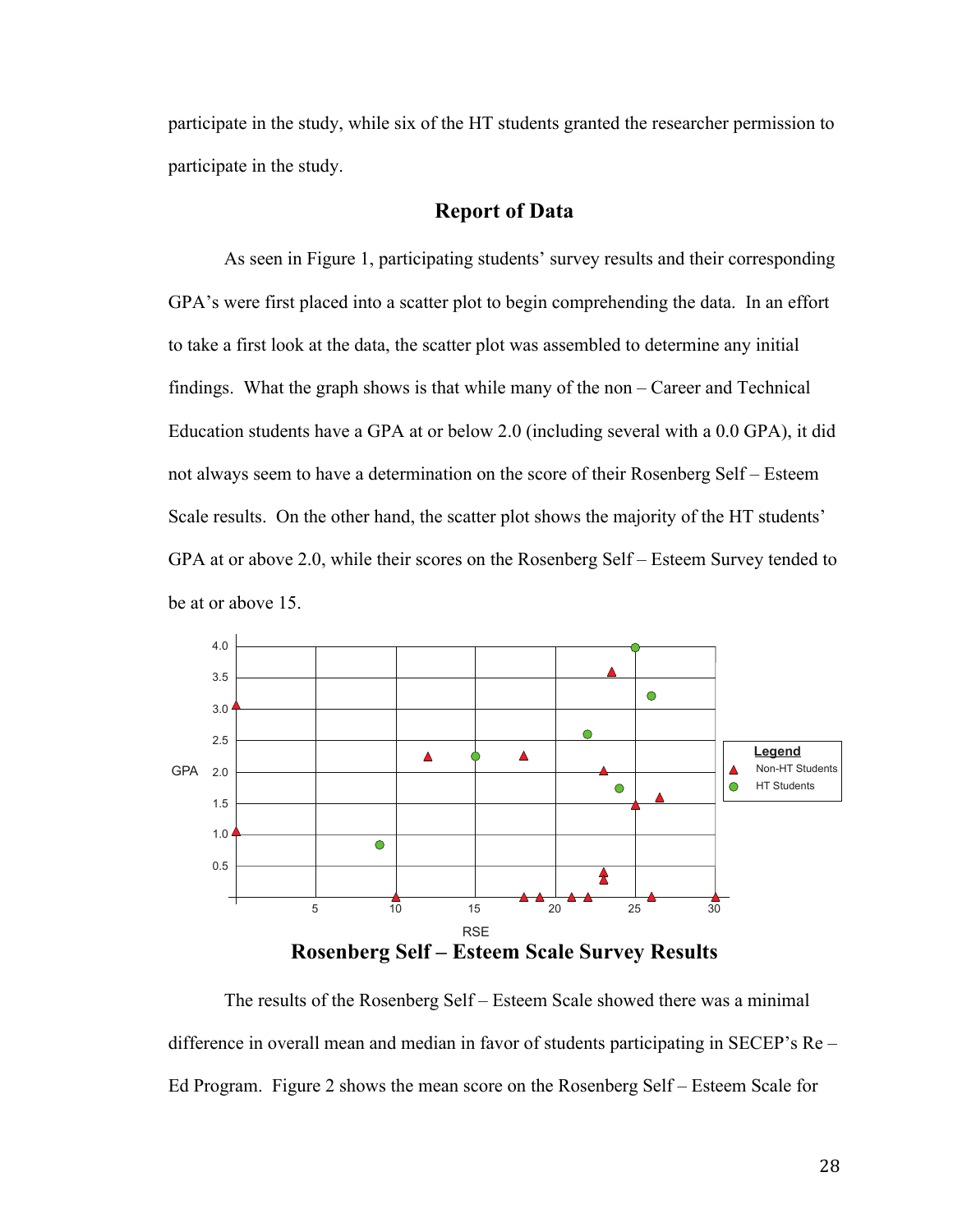participate in the study, while six of the HT students granted the researcher permission to participate in the study.

## Report of Data

As seen in Figure 1, participating students' survey results and their corresponding GPA's were first placed into a scatter plot to begin comprehending the data. In an effort to take a first look at the data, the scatter plot was assembled to determine any initial findings. What the graph shows is that while many of the non – Career and Technical Education students have a GPA at or below 2.0 (including several with a 0.0 GPA), it did not always seem to have a determination on the score of their Rosenberg Self – Esteem Scale results. On the other hand, the scatter plot shows the majority of the HT students' GPA at or above 2.0, while their scores on the Rosenberg Self – Esteem Survey tended to be at or above 15.

**Rosenberg Self – Esteem Scale Survey Results**

The results of the Rosenberg Self – Esteem Scale showed there was a minimal difference in overall mean and median in favor of students participating in SECEP's Re – Ed Program. Figure 2 shows the mean score on the Rosenberg Self – Esteem Scale for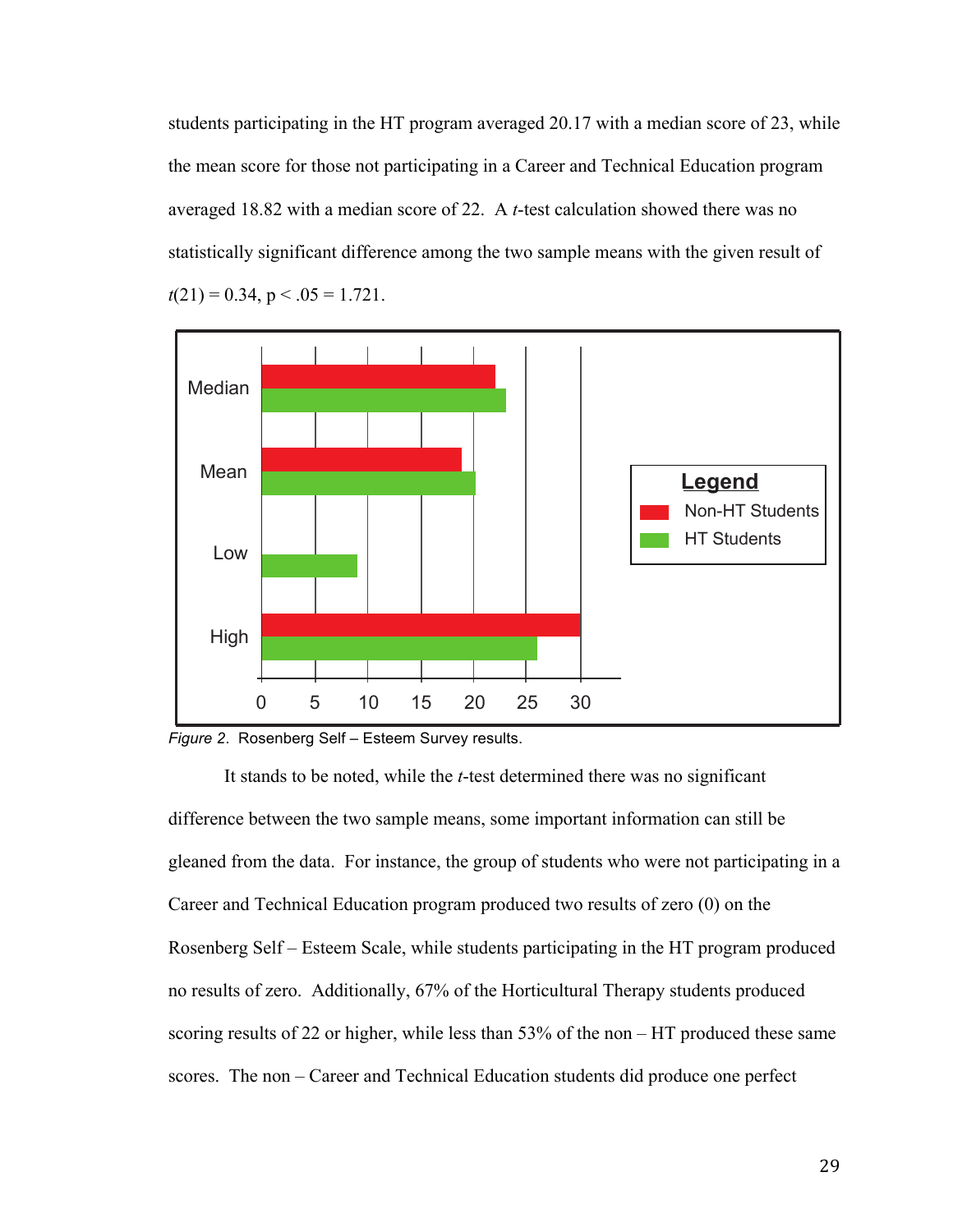students participating in the HT program averaged 20.17 with a median score of 23, while the mean score for those not participating in a Career and Technical Education program averaged 18.82 with a median score of 22. A *t*-test calculation showed there was no statistically significant difference among the two sample means with the given result of $t(21) = 0.34$, $p < .05 = 1.721$.

*Figure 2.* Rosenberg Self – Esteem Survey results.

It stands to be noted, while the *t*-test determined there was no significant difference between the two sample means, some important information can still be gleaned from the data. For instance, the group of students who were not participating in a Career and Technical Education program produced two results of zero (0) on the Rosenberg Self – Esteem Scale, while students participating in the HT program produced no results of zero. Additionally, 67% of the Horticultural Therapy students produced scoring results of 22 or higher, while less than 53% of the non – HT produced these same scores. The non – Career and Technical Education students did produce one perfect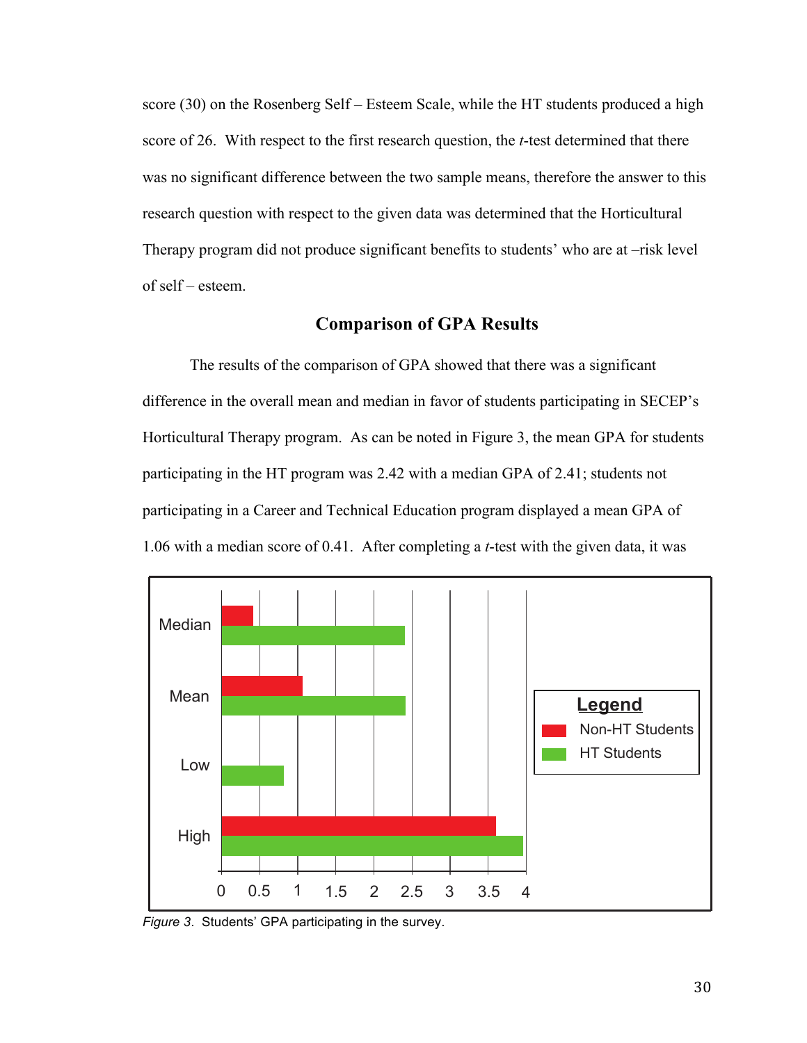score (30) on the Rosenberg Self – Esteem Scale, while the HT students produced a high score of 26. With respect to the first research question, the *t*-test determined that there was no significant difference between the two sample means, therefore the answer to this research question with respect to the given data was determined that the Horticultural Therapy program did not produce significant benefits to students' who are at –risk level of self – esteem.

## Comparison of GPA Results

The results of the comparison of GPA showed that there was a significant difference in the overall mean and median in favor of students participating in SECEP's Horticultural Therapy program. As can be noted in Figure 3, the mean GPA for students participating in the HT program was 2.42 with a median GPA of 2.41; students not participating in a Career and Technical Education program displayed a mean GPA of 1.06 with a median score of 0.41. After completing a *t*-test with the given data, it was

*Figure 3*. Students' GPA participating in the survey.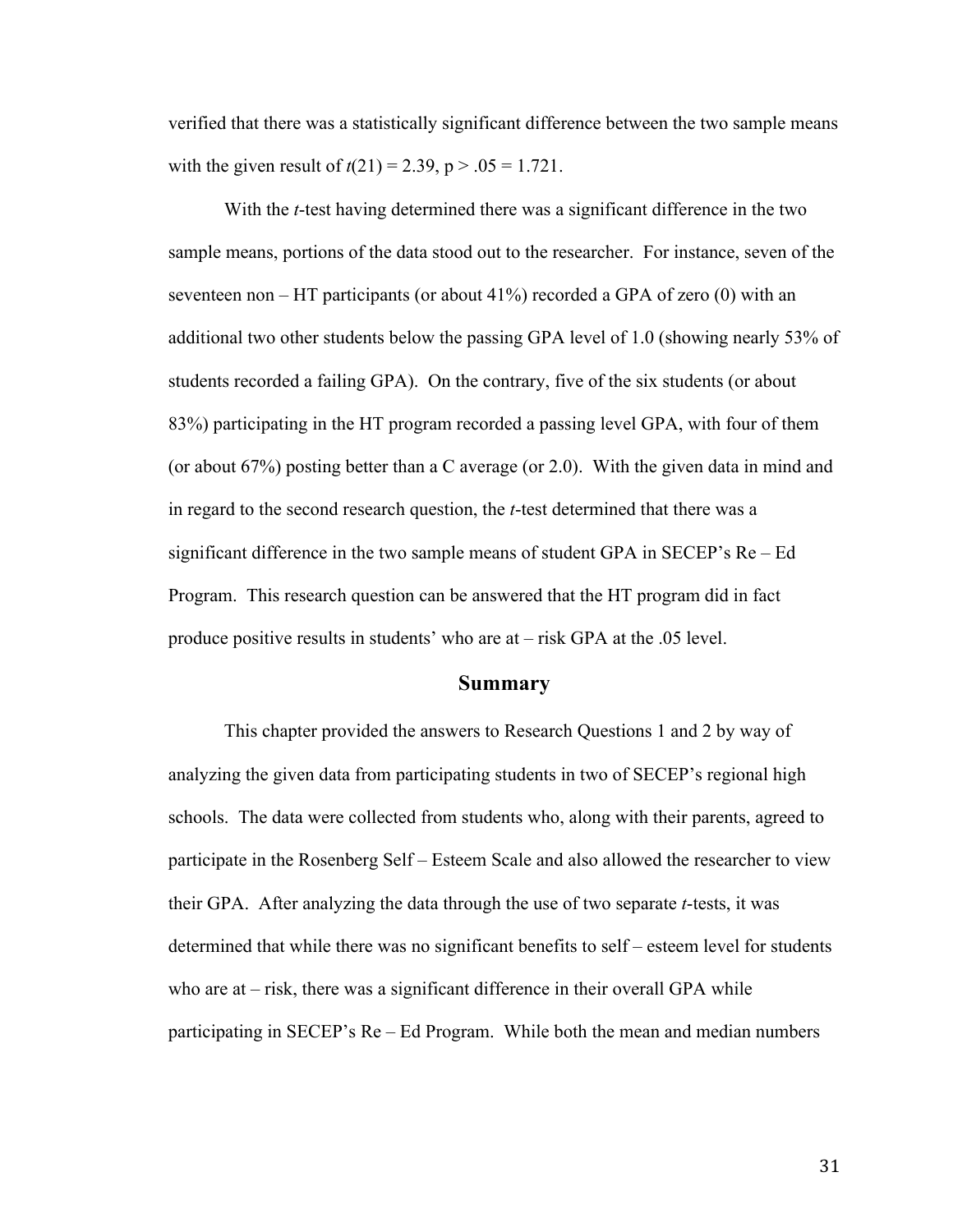verified that there was a statistically significant difference between the two sample means with the given result of $t(21) = 2.39$, $p > .05 = 1.721$.

With the *t*-test having determined there was a significant difference in the two sample means, portions of the data stood out to the researcher. For instance, seven of the seventeen non – HT participants (or about 41%) recorded a GPA of zero (0) with an additional two other students below the passing GPA level of 1.0 (showing nearly 53% of students recorded a failing GPA). On the contrary, five of the six students (or about 83%) participating in the HT program recorded a passing level GPA, with four of them (or about 67%) posting better than a C average (or 2.0). With the given data in mind and in regard to the second research question, the *t*-test determined that there was a significant difference in the two sample means of student GPA in SECEP's Re – Ed Program. This research question can be answered that the HT program did in fact produce positive results in students' who are at – risk GPA at the .05 level.

## Summary

This chapter provided the answers to Research Questions 1 and 2 by way of analyzing the given data from participating students in two of SECEP's regional high schools. The data were collected from students who, along with their parents, agreed to participate in the Rosenberg Self – Esteem Scale and also allowed the researcher to view their GPA. After analyzing the data through the use of two separate *t*-tests, it was determined that while there was no significant benefits to self – esteem level for students who are at – risk, there was a significant difference in their overall GPA while participating in SECEP's Re – Ed Program. While both the mean and median numbers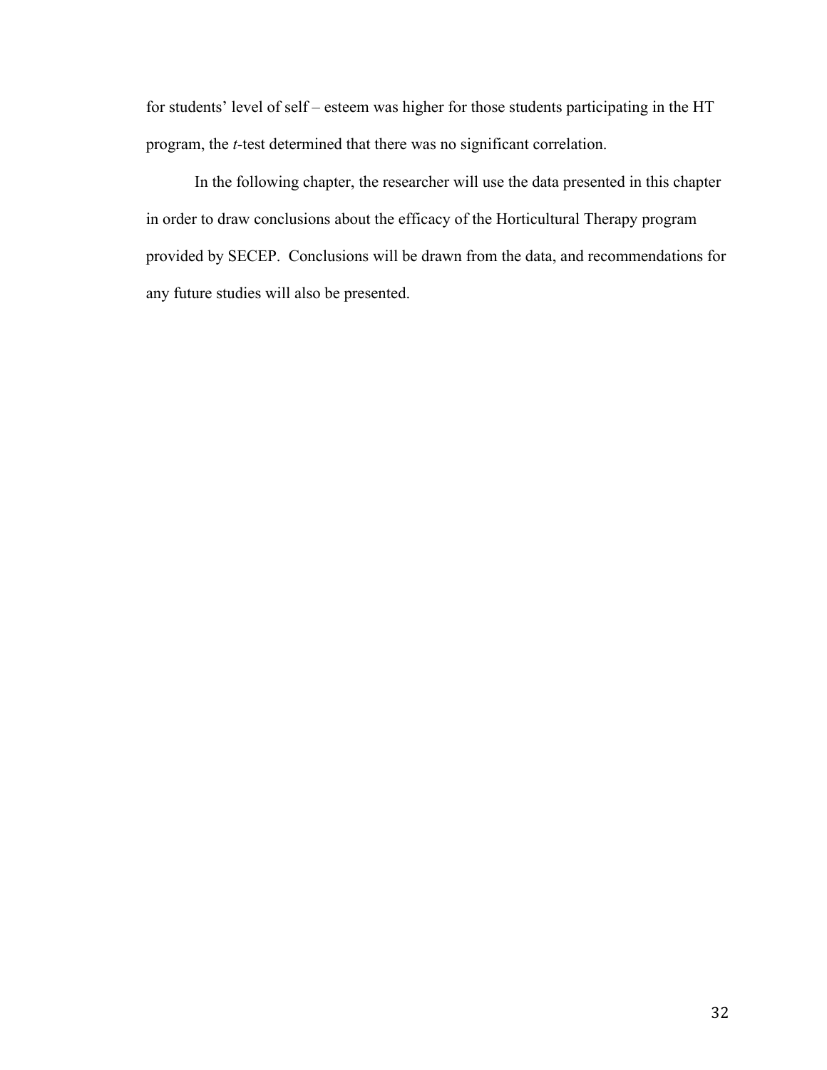for students' level of self – esteem was higher for those students participating in the HT program, the *t*-test determined that there was no significant correlation.

In the following chapter, the researcher will use the data presented in this chapter in order to draw conclusions about the efficacy of the Horticultural Therapy program provided by SECEP. Conclusions will be drawn from the data, and recommendations for any future studies will also be presented.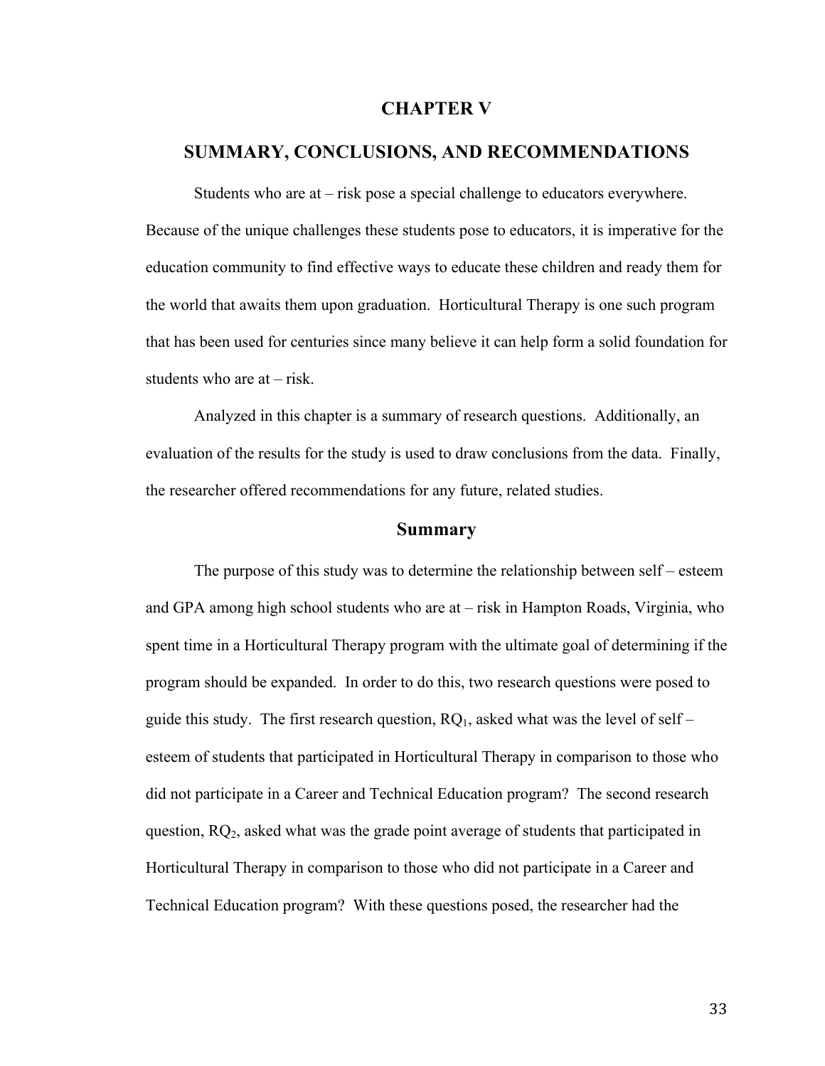# CHAPTER V

# SUMMARY, CONCLUSIONS, AND RECOMMENDATIONS

Students who are at – risk pose a special challenge to educators everywhere. Because of the unique challenges these students pose to educators, it is imperative for the education community to find effective ways to educate these children and ready them for the world that awaits them upon graduation. Horticultural Therapy is one such program that has been used for centuries since many believe it can help form a solid foundation for students who are at – risk.

Analyzed in this chapter is a summary of research questions. Additionally, an evaluation of the results for the study is used to draw conclusions from the data. Finally, the researcher offered recommendations for any future, related studies.

## Summary

The purpose of this study was to determine the relationship between self – esteem and GPA among high school students who are at – risk in Hampton Roads, Virginia, who spent time in a Horticultural Therapy program with the ultimate goal of determining if the program should be expanded. In order to do this, two research questions were posed to guide this study. The first research question, $RQ_1$, asked what was the level of self – esteem of students that participated in Horticultural Therapy in comparison to those who did not participate in a Career and Technical Education program? The second research question, $RQ_2$, asked what was the grade point average of students that participated in Horticultural Therapy in comparison to those who did not participate in a Career and Technical Education program? With these questions posed, the researcher had the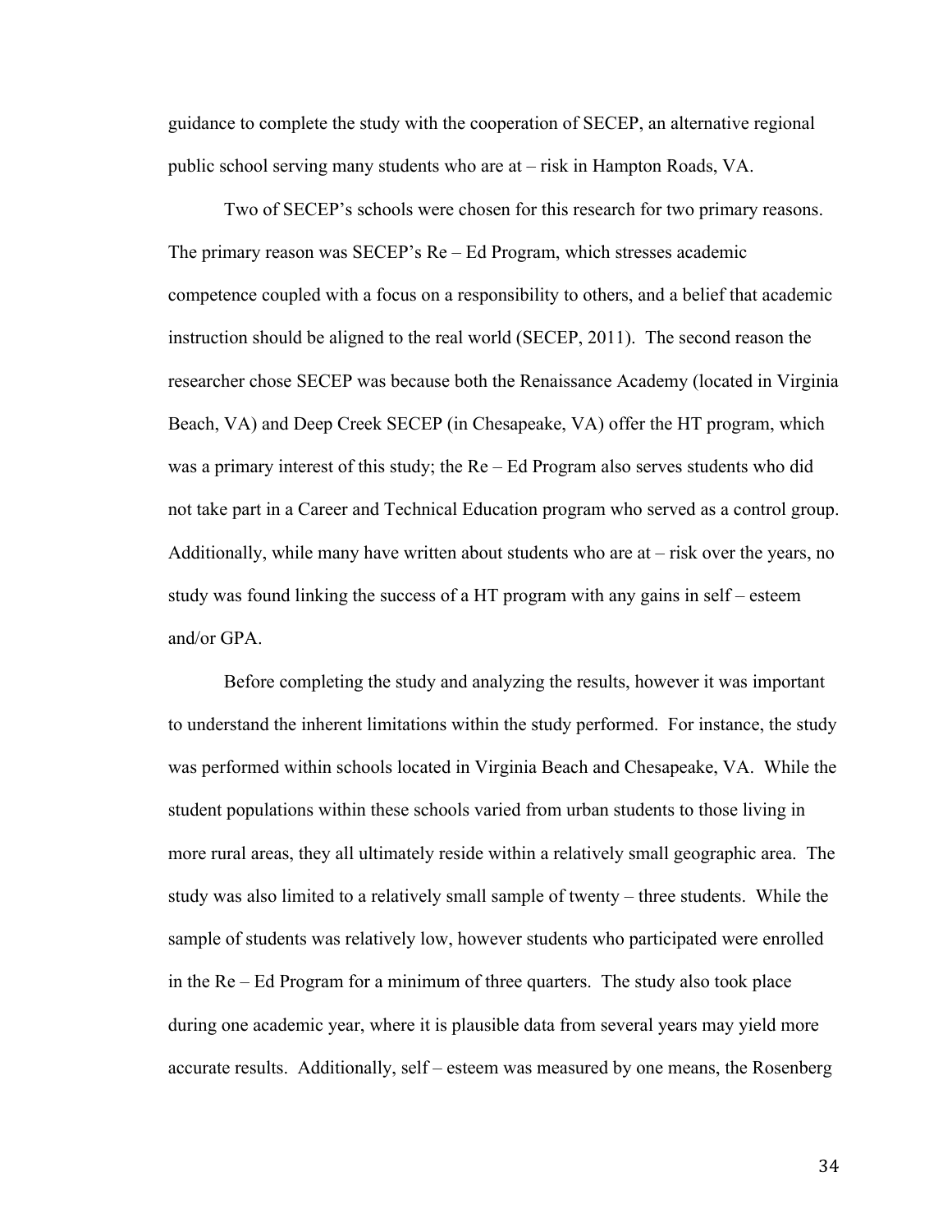guidance to complete the study with the cooperation of SECEP, an alternative regional public school serving many students who are at – risk in Hampton Roads, VA.

Two of SECEP's schools were chosen for this research for two primary reasons. The primary reason was SECEP's Re – Ed Program, which stresses academic competence coupled with a focus on a responsibility to others, and a belief that academic instruction should be aligned to the real world (SECEP, 2011). The second reason the researcher chose SECEP was because both the Renaissance Academy (located in Virginia Beach, VA) and Deep Creek SECEP (in Chesapeake, VA) offer the HT program, which was a primary interest of this study; the Re – Ed Program also serves students who did not take part in a Career and Technical Education program who served as a control group. Additionally, while many have written about students who are at – risk over the years, no study was found linking the success of a HT program with any gains in self – esteem and/or GPA.

Before completing the study and analyzing the results, however it was important to understand the inherent limitations within the study performed. For instance, the study was performed within schools located in Virginia Beach and Chesapeake, VA. While the student populations within these schools varied from urban students to those living in more rural areas, they all ultimately reside within a relatively small geographic area. The study was also limited to a relatively small sample of twenty – three students. While the sample of students was relatively low, however students who participated were enrolled in the Re – Ed Program for a minimum of three quarters. The study also took place during one academic year, where it is plausible data from several years may yield more accurate results. Additionally, self – esteem was measured by one means, the Rosenberg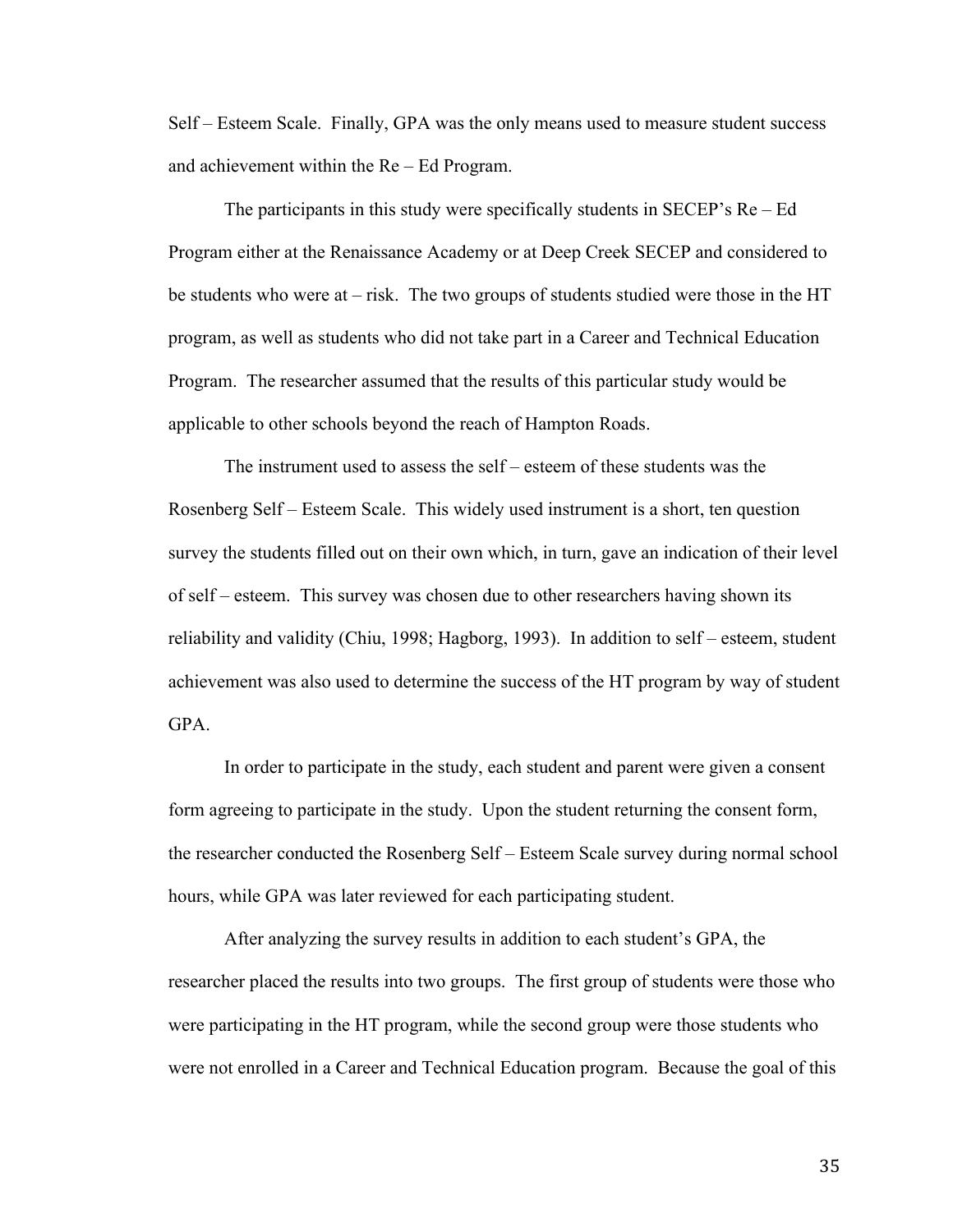Self – Esteem Scale. Finally, GPA was the only means used to measure student success and achievement within the Re – Ed Program.

The participants in this study were specifically students in SECEP's Re – Ed Program either at the Renaissance Academy or at Deep Creek SECEP and considered to be students who were at – risk. The two groups of students studied were those in the HT program, as well as students who did not take part in a Career and Technical Education Program. The researcher assumed that the results of this particular study would be applicable to other schools beyond the reach of Hampton Roads.

The instrument used to assess the self – esteem of these students was the Rosenberg Self – Esteem Scale. This widely used instrument is a short, ten question survey the students filled out on their own which, in turn, gave an indication of their level of self – esteem. This survey was chosen due to other researchers having shown its reliability and validity (Chiu, 1998; Hagborg, 1993). In addition to self – esteem, student achievement was also used to determine the success of the HT program by way of student GPA.

In order to participate in the study, each student and parent were given a consent form agreeing to participate in the study. Upon the student returning the consent form, the researcher conducted the Rosenberg Self – Esteem Scale survey during normal school hours, while GPA was later reviewed for each participating student.

After analyzing the survey results in addition to each student's GPA, the researcher placed the results into two groups. The first group of students were those who were participating in the HT program, while the second group were those students who were not enrolled in a Career and Technical Education program. Because the goal of this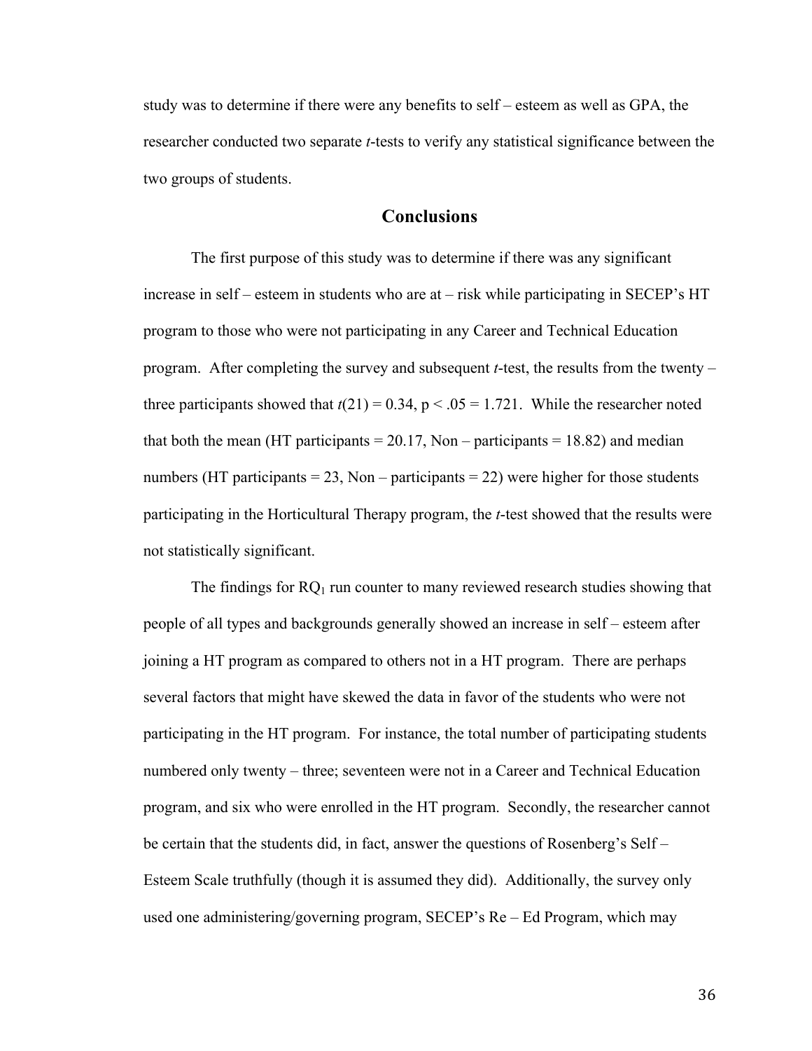study was to determine if there were any benefits to self – esteem as well as GPA, the researcher conducted two separate *t*-tests to verify any statistical significance between the two groups of students.

## Conclusions

The first purpose of this study was to determine if there was any significant increase in self – esteem in students who are at – risk while participating in SECEP's HT program to those who were not participating in any Career and Technical Education program. After completing the survey and subsequent *t*-test, the results from the twenty – three participants showed that $t(21) = 0.34$, $p < .05 = 1.721$. While the researcher noted that both the mean (HT participants = 20.17, Non – participants = 18.82) and median numbers (HT participants = 23, Non – participants = 22) were higher for those students participating in the Horticultural Therapy program, the *t*-test showed that the results were not statistically significant.

The findings for $RQ_1$ run counter to many reviewed research studies showing that people of all types and backgrounds generally showed an increase in self – esteem after joining a HT program as compared to others not in a HT program. There are perhaps several factors that might have skewed the data in favor of the students who were not participating in the HT program. For instance, the total number of participating students numbered only twenty – three; seventeen were not in a Career and Technical Education program, and six who were enrolled in the HT program. Secondly, the researcher cannot be certain that the students did, in fact, answer the questions of Rosenberg's Self – Esteem Scale truthfully (though it is assumed they did). Additionally, the survey only used one administering/governing program, SECEP's Re – Ed Program, which may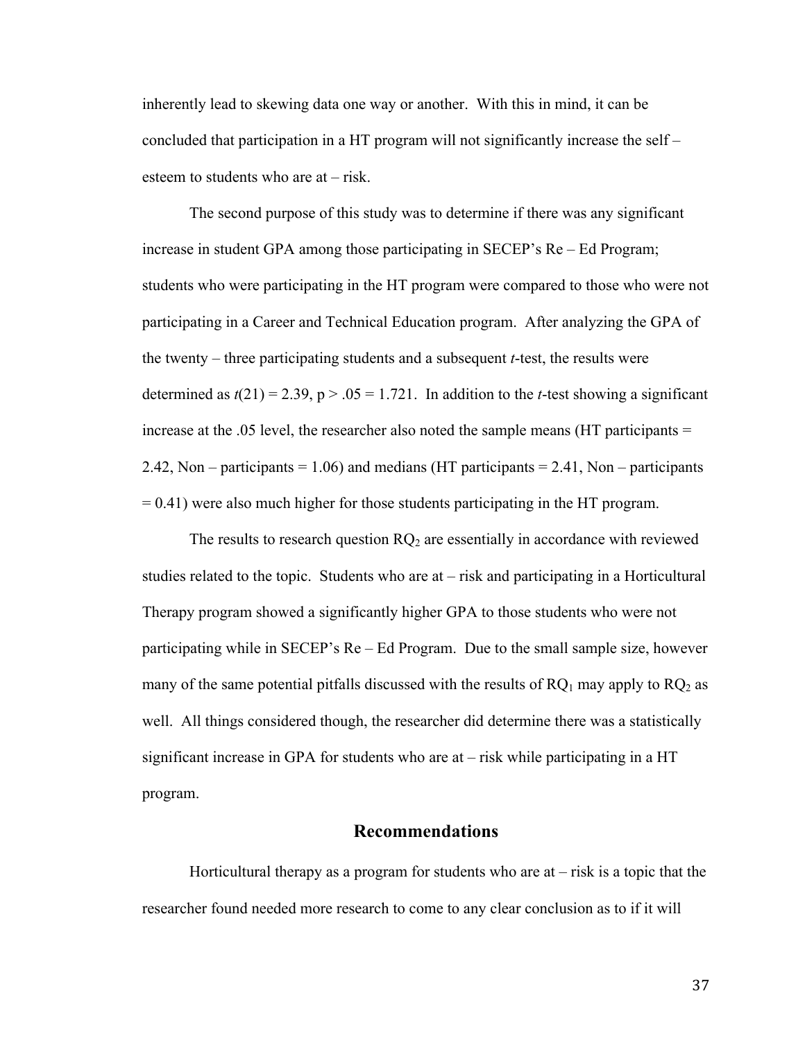inherently lead to skewing data one way or another. With this in mind, it can be concluded that participation in a HT program will not significantly increase the self – esteem to students who are at – risk.

The second purpose of this study was to determine if there was any significant increase in student GPA among those participating in SECEP's Re – Ed Program; students who were participating in the HT program were compared to those who were not participating in a Career and Technical Education program. After analyzing the GPA of the twenty – three participating students and a subsequent *t*-test, the results were determined as $t(21) = 2.39$, $p > .05 = 1.721$. In addition to the *t*-test showing a significant increase at the .05 level, the researcher also noted the sample means (HT participants = 2.42, Non – participants = 1.06) and medians (HT participants = 2.41, Non – participants = 0.41) were also much higher for those students participating in the HT program.

The results to research question $RQ_2$ are essentially in accordance with reviewed studies related to the topic. Students who are at – risk and participating in a Horticultural Therapy program showed a significantly higher GPA to those students who were not participating while in SECEP's Re – Ed Program. Due to the small sample size, however many of the same potential pitfalls discussed with the results of $RQ_1$ may apply to $RQ_2$ as well. All things considered though, the researcher did determine there was a statistically significant increase in GPA for students who are at – risk while participating in a HT program.

## Recommendations

Horticultural therapy as a program for students who are at – risk is a topic that the researcher found needed more research to come to any clear conclusion as to if it will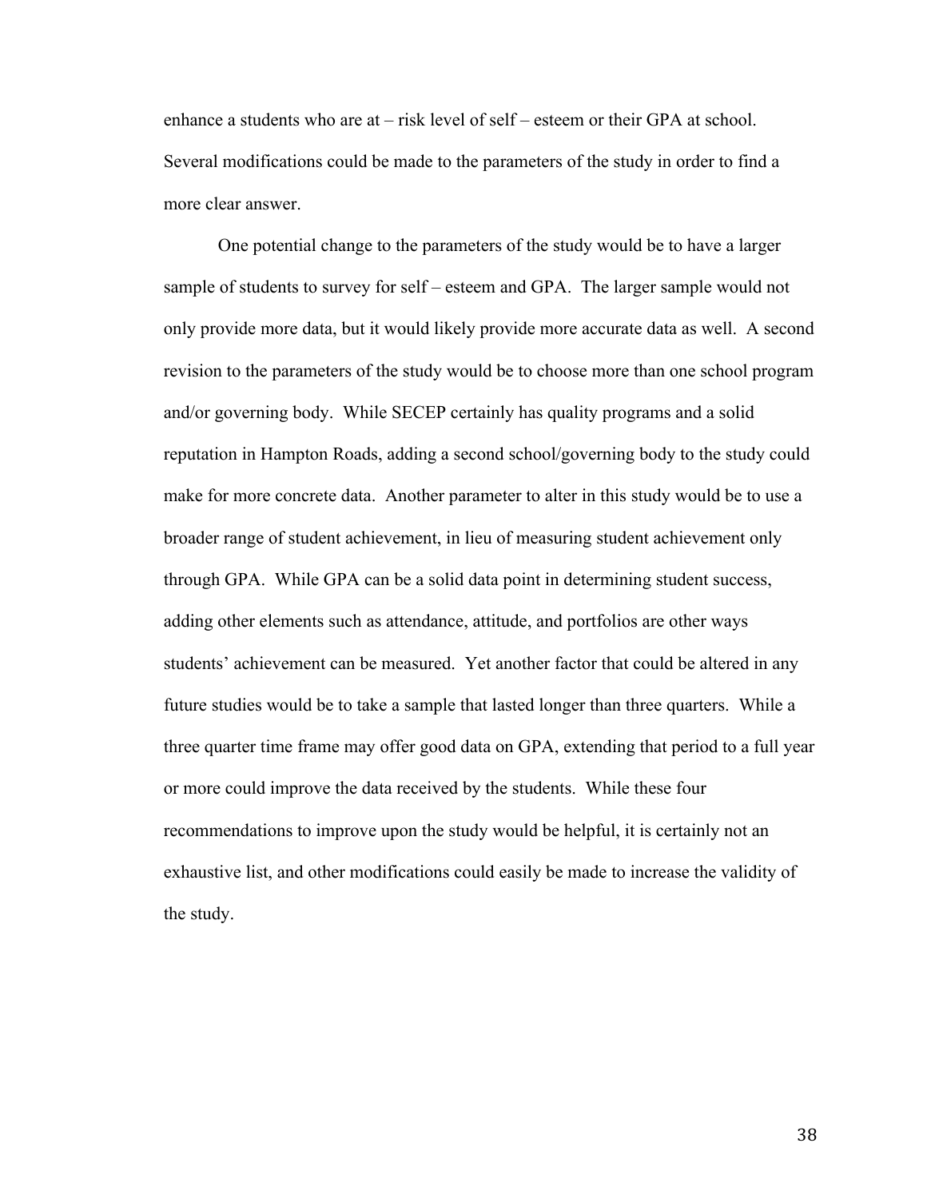enhance a students who are at – risk level of self – esteem or their GPA at school. Several modifications could be made to the parameters of the study in order to find a more clear answer.

One potential change to the parameters of the study would be to have a larger sample of students to survey for self – esteem and GPA. The larger sample would not only provide more data, but it would likely provide more accurate data as well. A second revision to the parameters of the study would be to choose more than one school program and/or governing body. While SECEP certainly has quality programs and a solid reputation in Hampton Roads, adding a second school/governing body to the study could make for more concrete data. Another parameter to alter in this study would be to use a broader range of student achievement, in lieu of measuring student achievement only through GPA. While GPA can be a solid data point in determining student success, adding other elements such as attendance, attitude, and portfolios are other ways students' achievement can be measured. Yet another factor that could be altered in any future studies would be to take a sample that lasted longer than three quarters. While a three quarter time frame may offer good data on GPA, extending that period to a full year or more could improve the data received by the students. While these four recommendations to improve upon the study would be helpful, it is certainly not an exhaustive list, and other modifications could easily be made to increase the validity of the study.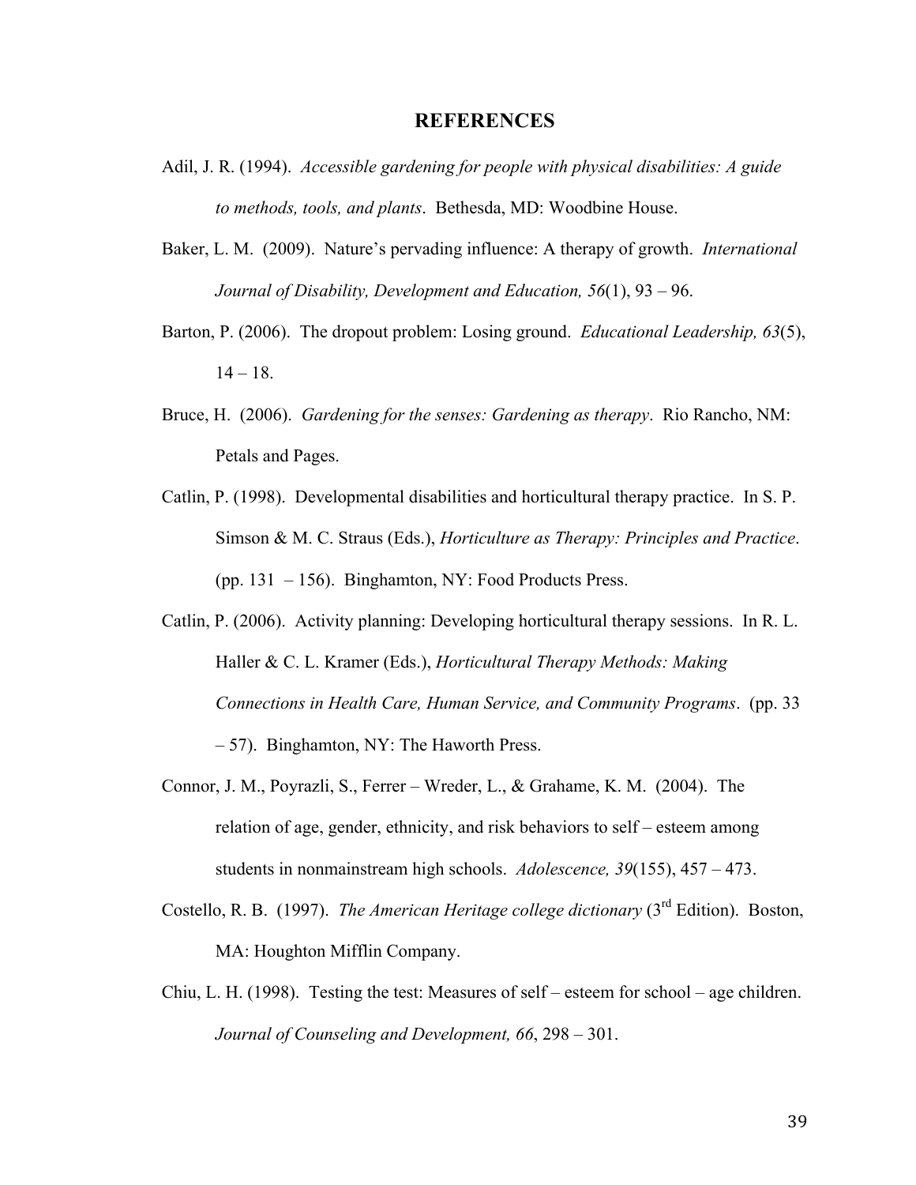# REFERENCES

Adil, J. R. (1994). *Accessible gardening for people with physical disabilities: A guide to methods, tools, and plants*. Bethesda, MD: Woodbine House.

Baker, L. M. (2009). Nature's pervading influence: A therapy of growth. *International Journal of Disability, Development and Education, 56*(1), 93 – 96.

Barton, P. (2006). The dropout problem: Losing ground. *Educational Leadership, 63*(5), 14 – 18.

Bruce, H. (2006). *Gardening for the senses: Gardening as therapy*. Rio Rancho, NM: Petals and Pages.

Catlin, P. (1998). Developmental disabilities and horticultural therapy practice. In S. P. Simson & M. C. Straus (Eds.), *Horticulture as Therapy: Principles and Practice*. (pp. 131 – 156). Binghamton, NY: Food Products Press.

Catlin, P. (2006). Activity planning: Developing horticultural therapy sessions. In R. L. Haller & C. L. Kramer (Eds.), *Horticultural Therapy Methods: Making Connections in Health Care, Human Service, and Community Programs*. (pp. 33 – 57). Binghamton, NY: The Haworth Press.

Connor, J. M., Poyrazli, S., Ferrer – Wreder, L., & Grahame, K. M. (2004). The relation of age, gender, ethnicity, and risk behaviors to self – esteem among students in nonmainstream high schools. *Adolescence, 39*(155), 457 – 473.

Costello, R. B. (1997). *The American Heritage college dictionary* (3rd Edition). Boston, MA: Houghton Mifflin Company.

Chiu, L. H. (1998). Testing the test: Measures of self – esteem for school – age children. *Journal of Counseling and Development, 66*, 298 – 301.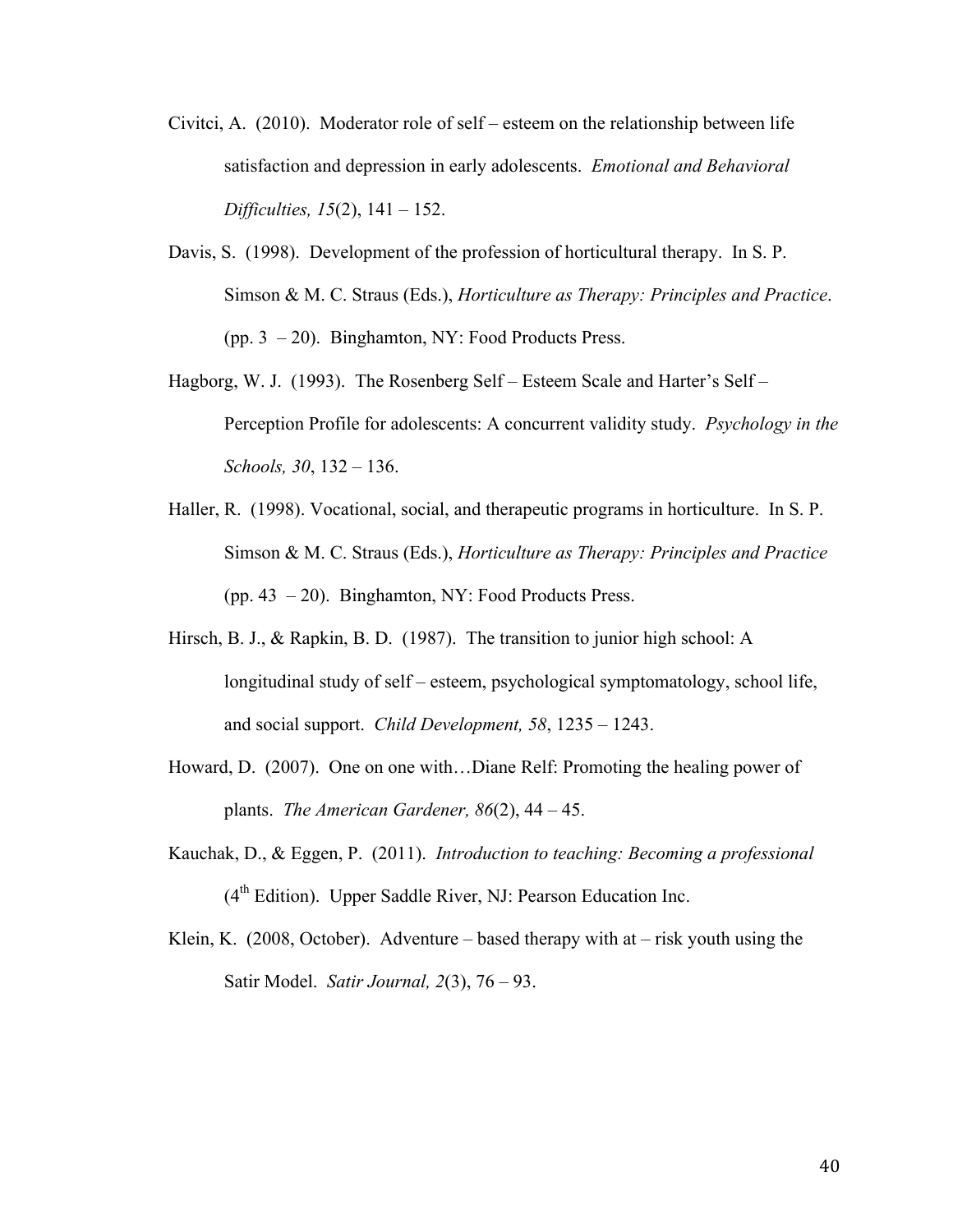Civitci, A. (2010). Moderator role of self – esteem on the relationship between life satisfaction and depression in early adolescents. *Emotional and Behavioral Difficulties, 15*(2), 141 – 152.

Davis, S. (1998). Development of the profession of horticultural therapy. In S. P. Simson & M. C. Straus (Eds.), *Horticulture as Therapy: Principles and Practice*. (pp. 3 – 20). Binghamton, NY: Food Products Press.

Hagborg, W. J. (1993). The Rosenberg Self – Esteem Scale and Harter's Self – Perception Profile for adolescents: A concurrent validity study. *Psychology in the Schools, 30*, 132 – 136.

Haller, R. (1998). Vocational, social, and therapeutic programs in horticulture. In S. P. Simson & M. C. Straus (Eds.), *Horticulture as Therapy: Principles and Practice* (pp. 43 – 20). Binghamton, NY: Food Products Press.

Hirsch, B. J., & Rapkin, B. D. (1987). The transition to junior high school: A longitudinal study of self – esteem, psychological symptomatology, school life, and social support. *Child Development, 58*, 1235 – 1243.

Howard, D. (2007). One on one with…Diane Relf: Promoting the healing power of plants. *The American Gardener, 86*(2), 44 – 45.

Kauchak, D., & Eggen, P. (2011). *Introduction to teaching: Becoming a professional* (4th Edition). Upper Saddle River, NJ: Pearson Education Inc.

Klein, K. (2008, October). Adventure – based therapy with at – risk youth using the Satir Model. *Satir Journal, 2*(3), 76 – 93.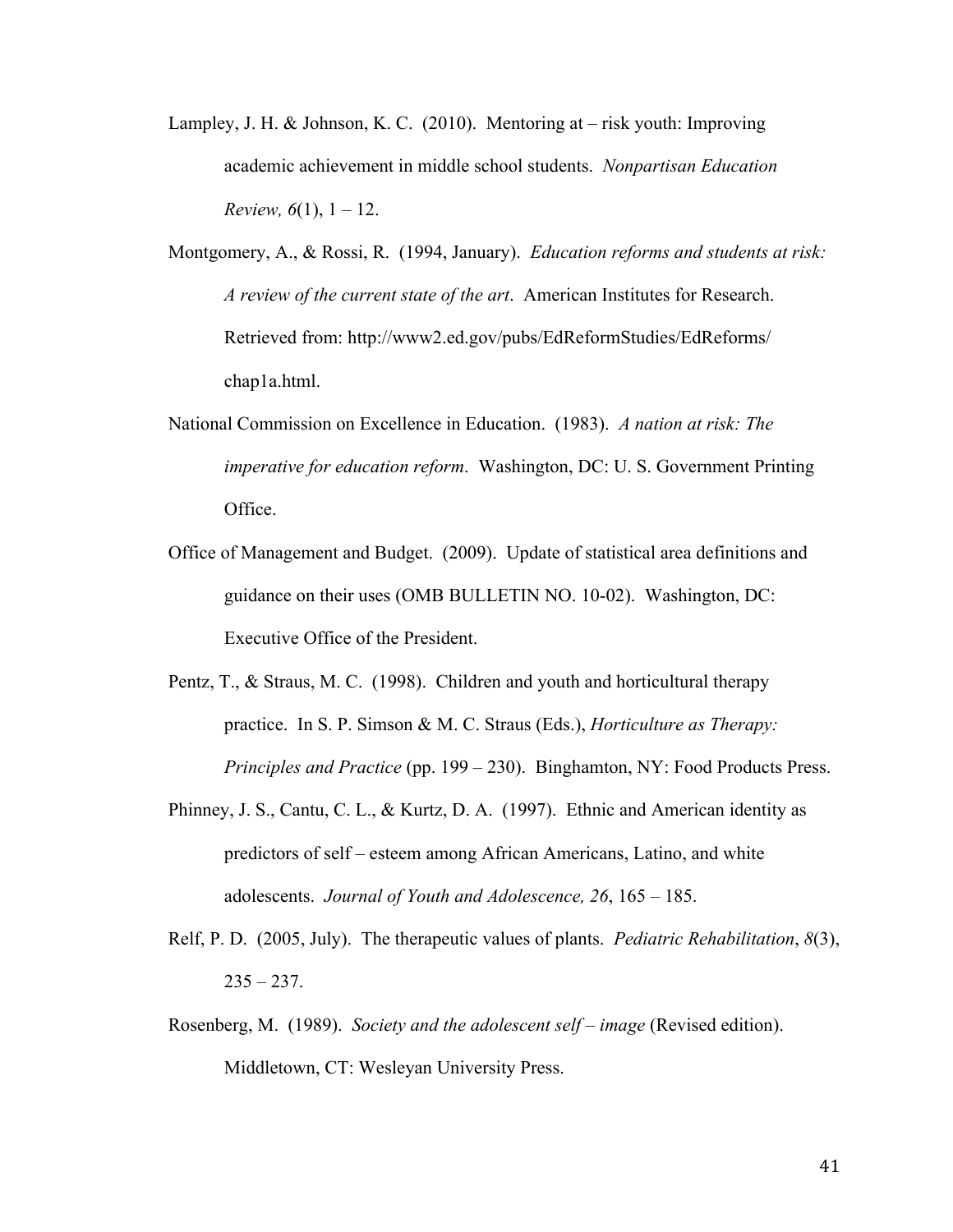Lampley, J. H. & Johnson, K. C. (2010). Mentoring at – risk youth: Improving academic achievement in middle school students. *Nonpartisan Education Review, 6*(1), 1 – 12.

Montgomery, A., & Rossi, R. (1994, January). *Education reforms and students at risk: A review of the current state of the art*. American Institutes for Research. Retrieved from: http://www2.ed.gov/pubs/EdReformStudies/EdReforms/chap1a.html.

National Commission on Excellence in Education. (1983). *A nation at risk: The imperative for education reform*. Washington, DC: U. S. Government Printing Office.

Office of Management and Budget. (2009). Update of statistical area definitions and guidance on their uses (OMB BULLETIN NO. 10-02). Washington, DC: Executive Office of the President.

Pentz, T., & Straus, M. C. (1998). Children and youth and horticultural therapy practice. In S. P. Simson & M. C. Straus (Eds.), *Horticulture as Therapy: Principles and Practice* (pp. 199 – 230). Binghamton, NY: Food Products Press.

Phinney, J. S., Cantu, C. L., & Kurtz, D. A. (1997). Ethnic and American identity as predictors of self – esteem among African Americans, Latino, and white adolescents. *Journal of Youth and Adolescence, 26*, 165 – 185.

Relf, P. D. (2005, July). The therapeutic values of plants. *Pediatric Rehabilitation*, *8*(3), 235 – 237.

Rosenberg, M. (1989). *Society and the adolescent self – image* (Revised edition). Middletown, CT: Wesleyan University Press.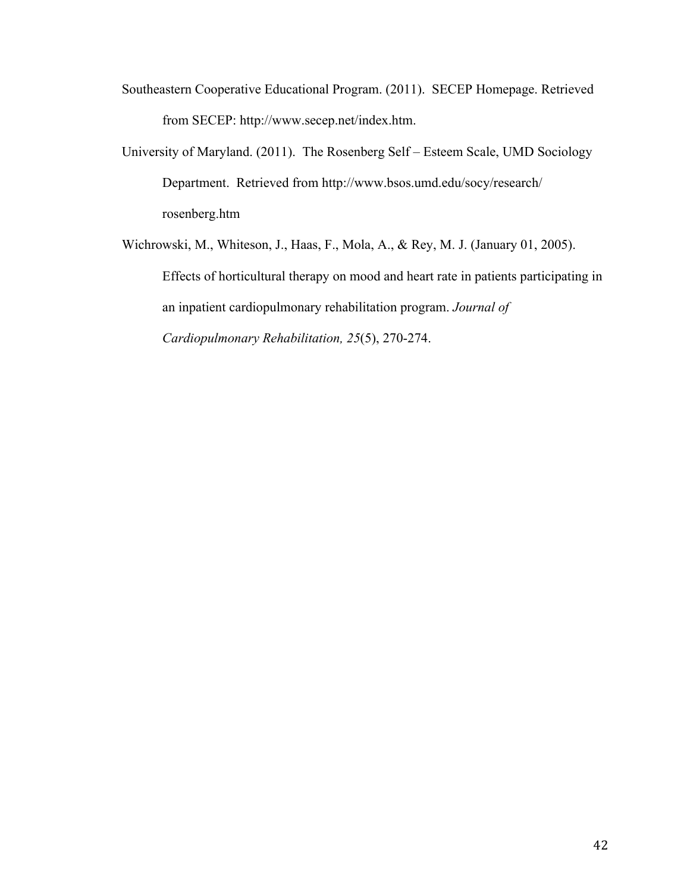Southeastern Cooperative Educational Program. (2011). SECEP Homepage. Retrieved from SECEP: http://www.secep.net/index.htm.

University of Maryland. (2011). The Rosenberg Self – Esteem Scale, UMD Sociology Department. Retrieved from http://www.bsos.umd.edu/socy/research/rosenberg.htm

Wichrowski, M., Whiteson, J., Haas, F., Mola, A., & Rey, M. J. (January 01, 2005). Effects of horticultural therapy on mood and heart rate in patients participating in an inpatient cardiopulmonary rehabilitation program. *Journal of Cardiopulmonary Rehabilitation, 25*(5), 270-274.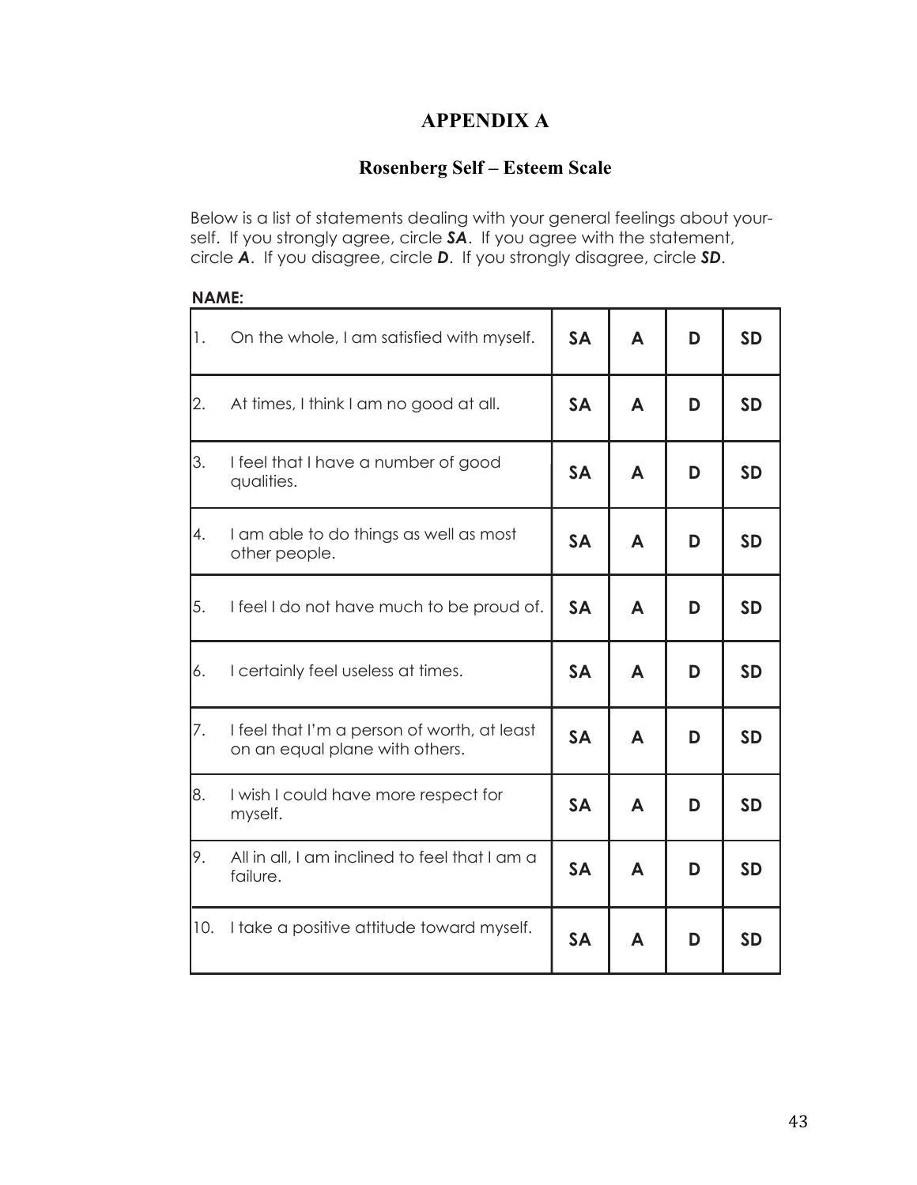# APPENDIX A

## Rosenberg Self – Esteem Scale

Below is a list of statements dealing with your general feelings about yourself. If you strongly agree, circle ***SA***. If you agree with the statement, circle ***A***. If you disagree, circle ***D***. If you strongly disagree, circle ***SD***.

**NAME:**

| | | | | | |
|---|---|---|---|---|---|
| 1. | On the whole, I am satisfied with myself. | **SA** | **A** | **D** | **SD** |
| 2. | At times, I think I am no good at all. | **SA** | **A** | **D** | **SD** |
| 3. | I feel that I have a number of good qualities. | **SA** | **A** | **D** | **SD** |
| 4. | I am able to do things as well as most other people. | **SA** | **A** | **D** | **SD** |
| 5. | I feel I do not have much to be proud of. | **SA** | **A** | **D** | **SD** |
| 6. | I certainly feel useless at times. | **SA** | **A** | **D** | **SD** |
| 7. | I feel that I'm a person of worth, at least on an equal plane with others. | **SA** | **A** | **D** | **SD** |
| 8. | I wish I could have more respect for myself. | **SA** | **A** | **D** | **SD** |
| 9. | All in all, I am inclined to feel that I am a failure. | **SA** | **A** | **D** | **SD** |
| 10. | I take a positive attitude toward myself. | **SA** | **A** | **D** | **SD** |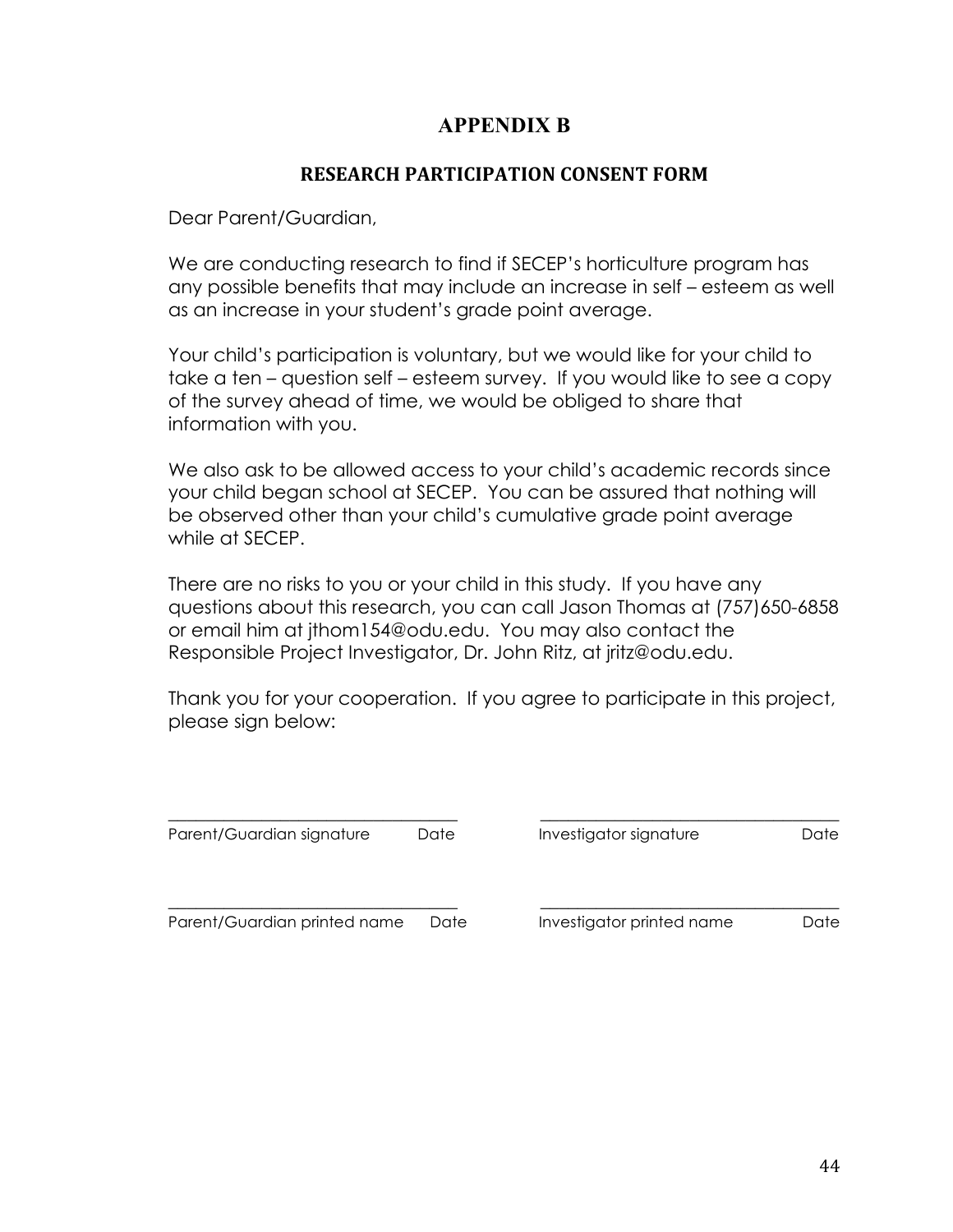# APPENDIX B

## RESEARCH PARTICIPATION CONSENT FORM

Dear Parent/Guardian,

We are conducting research to find if SECEP's horticulture program has any possible benefits that may include an increase in self – esteem as well as an increase in your student's grade point average.

Your child's participation is voluntary, but we would like for your child to take a ten – question self – esteem survey. If you would like to see a copy of the survey ahead of time, we would be obliged to share that information with you.

We also ask to be allowed access to your child's academic records since your child began school at SECEP. You can be assured that nothing will be observed other than your child's cumulative grade point average while at SECEP.

There are no risks to you or your child in this study. If you have any questions about this research, you can call Jason Thomas at (757)650-6858 or email him at jthom154@odu.edu. You may also contact the Responsible Project Investigator, Dr. John Ritz, at jritz@odu.edu.

Thank you for your cooperation. If you agree to participate in this project, please sign below:

\_\_\_\_\_\_\_\_\_\_\_\_\_\_\_\_\_\_\_\_\_\_\_\_\_\_\_\_\_\_\_\_\_\_\_
Parent/Guardian signature Date

\_\_\_\_\_\_\_\_\_\_\_\_\_\_\_\_\_\_\_\_\_\_\_\_\_\_\_\_\_\_\_\_\_\_\_
Investigator signature Date

\_\_\_\_\_\_\_\_\_\_\_\_\_\_\_\_\_\_\_\_\_\_\_\_\_\_\_\_\_\_\_\_\_\_\_
Parent/Guardian printed name Date

\_\_\_\_\_\_\_\_\_\_\_\_\_\_\_\_\_\_\_\_\_\_\_\_\_\_\_\_\_\_\_\_\_\_\_
Investigator printed name Date